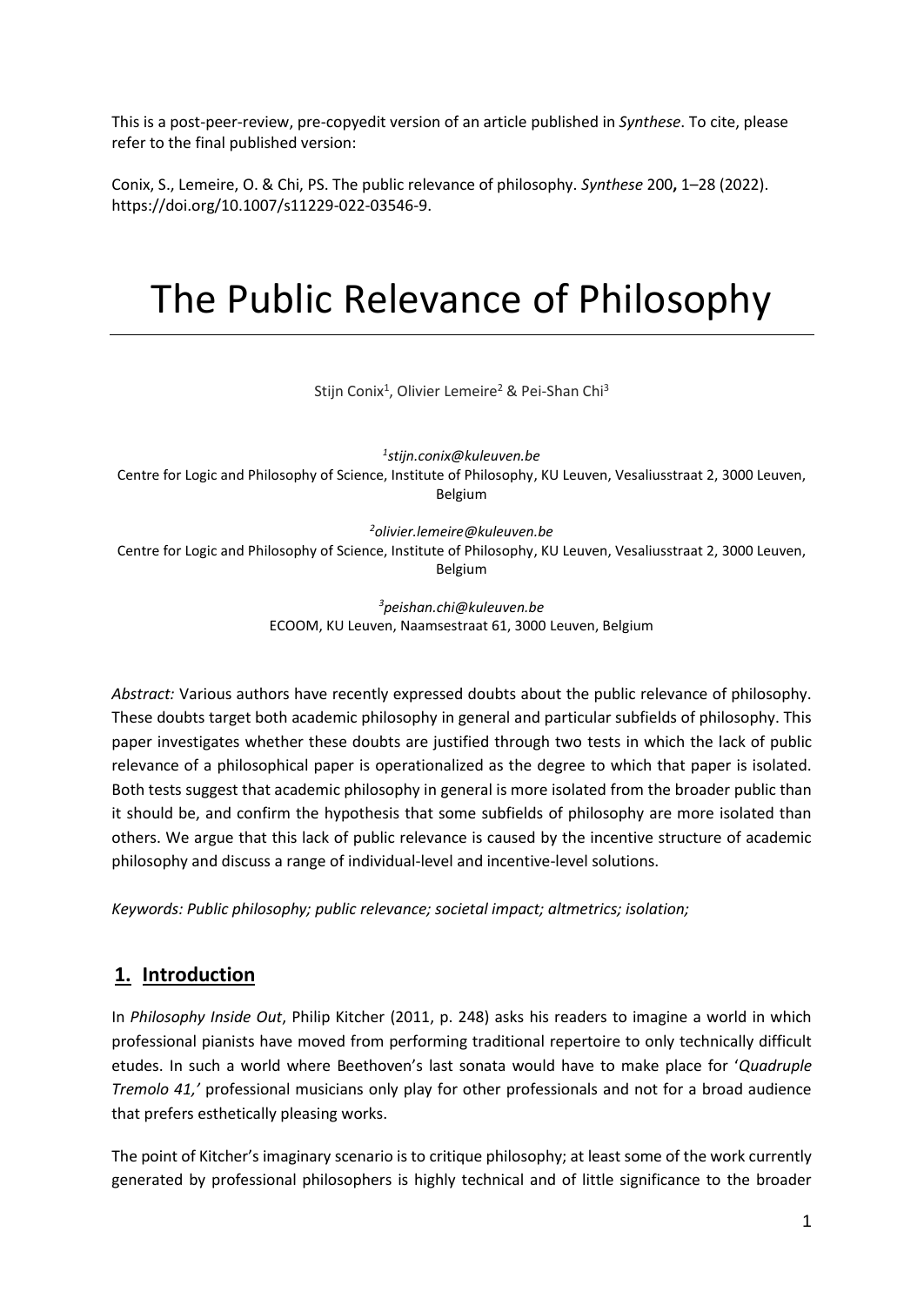This is a post-peer-review, pre-copyedit version of an article published in *Synthese*. To cite, please refer to the final published version:

Conix, S., Lemeire, O. & Chi, PS. The public relevance of philosophy. *Synthese* 200**,** 1–28 (2022). https://doi.org/10.1007/s11229-022-03546-9.

# The Public Relevance of Philosophy

Stijn Conix[1], Olivier Lemeire[2] & Pei-Shan Chi[3]

[1]*stijn.conix@kuleuven.be*
Centre for Logic and Philosophy of Science, Institute of Philosophy, KU Leuven, Vesaliusstraat 2, 3000 Leuven, Belgium

[2]*olivier.lemeire@kuleuven.be*
Centre for Logic and Philosophy of Science, Institute of Philosophy, KU Leuven, Vesaliusstraat 2, 3000 Leuven, Belgium

[3]*peishan.chi@kuleuven.be*
ECOOM, KU Leuven, Naamsestraat 61, 3000 Leuven, Belgium

*Abstract:* Various authors have recently expressed doubts about the public relevance of philosophy. These doubts target both academic philosophy in general and particular subfields of philosophy. This paper investigates whether these doubts are justified through two tests in which the lack of public relevance of a philosophical paper is operationalized as the degree to which that paper is isolated. Both tests suggest that academic philosophy in general is more isolated from the broader public than it should be, and confirm the hypothesis that some subfields of philosophy are more isolated than others. We argue that this lack of public relevance is caused by the incentive structure of academic philosophy and discuss a range of individual-level and incentive-level solutions.

*Keywords: Public philosophy; public relevance; societal impact; altmetrics; isolation;*

## 1. Introduction

In *Philosophy Inside Out*, Philip Kitcher (2011, p. 248) asks his readers to imagine a world in which professional pianists have moved from performing traditional repertoire to only technically difficult etudes. In such a world where Beethoven's last sonata would have to make place for '*Quadruple Tremolo 41,*' professional musicians only play for other professionals and not for a broad audience that prefers esthetically pleasing works.

The point of Kitcher's imaginary scenario is to critique philosophy; at least some of the work currently generated by professional philosophers is highly technical and of little significance to the broader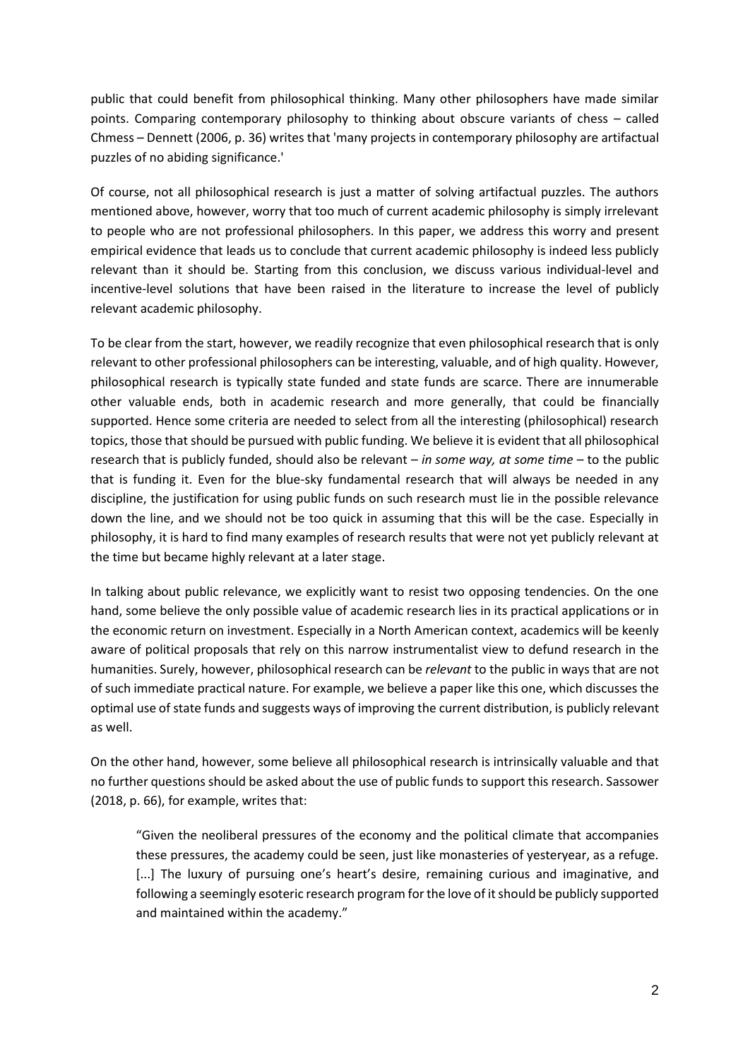public that could benefit from philosophical thinking. Many other philosophers have made similar points. Comparing contemporary philosophy to thinking about obscure variants of chess – called Chmess – Dennett (2006, p. 36) writes that 'many projects in contemporary philosophy are artifactual puzzles of no abiding significance.'

Of course, not all philosophical research is just a matter of solving artifactual puzzles. The authors mentioned above, however, worry that too much of current academic philosophy is simply irrelevant to people who are not professional philosophers. In this paper, we address this worry and present empirical evidence that leads us to conclude that current academic philosophy is indeed less publicly relevant than it should be. Starting from this conclusion, we discuss various individual-level and incentive-level solutions that have been raised in the literature to increase the level of publicly relevant academic philosophy.

To be clear from the start, however, we readily recognize that even philosophical research that is only relevant to other professional philosophers can be interesting, valuable, and of high quality. However, philosophical research is typically state funded and state funds are scarce. There are innumerable other valuable ends, both in academic research and more generally, that could be financially supported. Hence some criteria are needed to select from all the interesting (philosophical) research topics, those that should be pursued with public funding. We believe it is evident that all philosophical research that is publicly funded, should also be relevant – *in some way, at some time* – to the public that is funding it. Even for the blue-sky fundamental research that will always be needed in any discipline, the justification for using public funds on such research must lie in the possible relevance down the line, and we should not be too quick in assuming that this will be the case. Especially in philosophy, it is hard to find many examples of research results that were not yet publicly relevant at the time but became highly relevant at a later stage.

In talking about public relevance, we explicitly want to resist two opposing tendencies. On the one hand, some believe the only possible value of academic research lies in its practical applications or in the economic return on investment. Especially in a North American context, academics will be keenly aware of political proposals that rely on this narrow instrumentalist view to defund research in the humanities. Surely, however, philosophical research can be *relevant* to the public in ways that are not of such immediate practical nature. For example, we believe a paper like this one, which discusses the optimal use of state funds and suggests ways of improving the current distribution, is publicly relevant as well.

On the other hand, however, some believe all philosophical research is intrinsically valuable and that no further questions should be asked about the use of public funds to support this research. Sassower (2018, p. 66), for example, writes that:

> "Given the neoliberal pressures of the economy and the political climate that accompanies these pressures, the academy could be seen, just like monasteries of yesteryear, as a refuge. [...] The luxury of pursuing one's heart's desire, remaining curious and imaginative, and following a seemingly esoteric research program for the love of it should be publicly supported and maintained within the academy."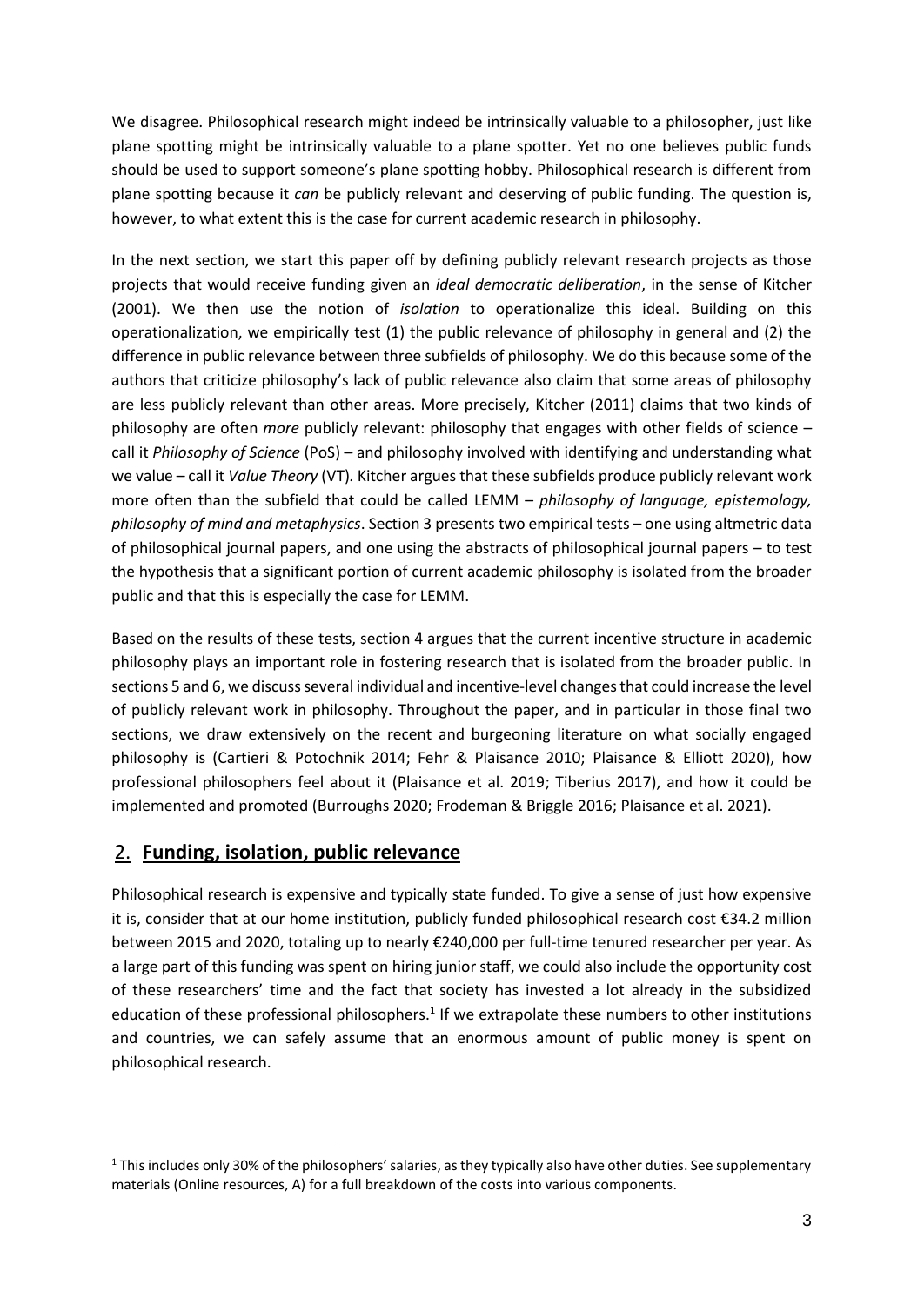We disagree. Philosophical research might indeed be intrinsically valuable to a philosopher, just like plane spotting might be intrinsically valuable to a plane spotter. Yet no one believes public funds should be used to support someone's plane spotting hobby. Philosophical research is different from plane spotting because it *can* be publicly relevant and deserving of public funding. The question is, however, to what extent this is the case for current academic research in philosophy.

In the next section, we start this paper off by defining publicly relevant research projects as those projects that would receive funding given an *ideal democratic deliberation*, in the sense of Kitcher (2001). We then use the notion of *isolation* to operationalize this ideal. Building on this operationalization, we empirically test (1) the public relevance of philosophy in general and (2) the difference in public relevance between three subfields of philosophy. We do this because some of the authors that criticize philosophy's lack of public relevance also claim that some areas of philosophy are less publicly relevant than other areas. More precisely, Kitcher (2011) claims that two kinds of philosophy are often *more* publicly relevant: philosophy that engages with other fields of science – call it *Philosophy of Science* (PoS) – and philosophy involved with identifying and understanding what we value – call it *Value Theory* (VT). Kitcher argues that these subfields produce publicly relevant work more often than the subfield that could be called LEMM – *philosophy of language, epistemology, philosophy of mind and metaphysics*. Section 3 presents two empirical tests – one using altmetric data of philosophical journal papers, and one using the abstracts of philosophical journal papers – to test the hypothesis that a significant portion of current academic philosophy is isolated from the broader public and that this is especially the case for LEMM.

Based on the results of these tests, section 4 argues that the current incentive structure in academic philosophy plays an important role in fostering research that is isolated from the broader public. In sections 5 and 6, we discuss several individual and incentive-level changes that could increase the level of publicly relevant work in philosophy. Throughout the paper, and in particular in those final two sections, we draw extensively on the recent and burgeoning literature on what socially engaged philosophy is (Cartieri & Potochnik 2014; Fehr & Plaisance 2010; Plaisance & Elliott 2020), how professional philosophers feel about it (Plaisance et al. 2019; Tiberius 2017), and how it could be implemented and promoted (Burroughs 2020; Frodeman & Briggle 2016; Plaisance et al. 2021).

## 2. **Funding, isolation, public relevance**

Philosophical research is expensive and typically state funded. To give a sense of just how expensive it is, consider that at our home institution, publicly funded philosophical research cost €34.2 million between 2015 and 2020, totaling up to nearly €240,000 per full-time tenured researcher per year. As a large part of this funding was spent on hiring junior staff, we could also include the opportunity cost of these researchers' time and the fact that society has invested a lot already in the subsidized education of these professional philosophers.[1] If we extrapolate these numbers to other institutions and countries, we can safely assume that an enormous amount of public money is spent on philosophical research.

[1] This includes only 30% of the philosophers' salaries, as they typically also have other duties. See supplementary materials (Online resources, A) for a full breakdown of the costs into various components.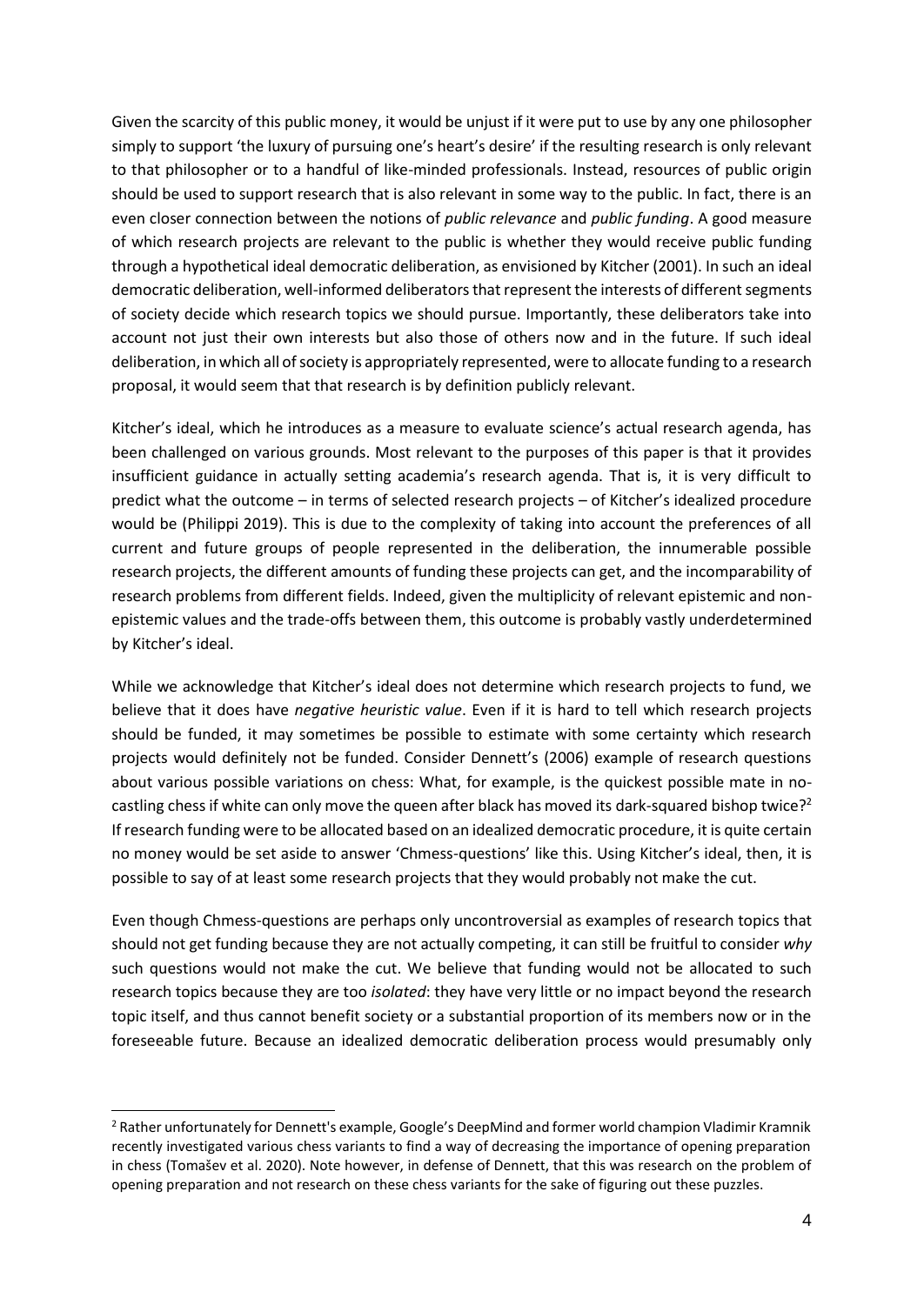Given the scarcity of this public money, it would be unjust if it were put to use by any one philosopher simply to support 'the luxury of pursuing one's heart's desire' if the resulting research is only relevant to that philosopher or to a handful of like-minded professionals. Instead, resources of public origin should be used to support research that is also relevant in some way to the public. In fact, there is an even closer connection between the notions of *public relevance* and *public funding*. A good measure of which research projects are relevant to the public is whether they would receive public funding through a hypothetical ideal democratic deliberation, as envisioned by Kitcher (2001). In such an ideal democratic deliberation, well-informed deliberators that represent the interests of different segments of society decide which research topics we should pursue. Importantly, these deliberators take into account not just their own interests but also those of others now and in the future. If such ideal deliberation, in which all of society is appropriately represented, were to allocate funding to a research proposal, it would seem that that research is by definition publicly relevant.

Kitcher's ideal, which he introduces as a measure to evaluate science's actual research agenda, has been challenged on various grounds. Most relevant to the purposes of this paper is that it provides insufficient guidance in actually setting academia's research agenda. That is, it is very difficult to predict what the outcome – in terms of selected research projects – of Kitcher's idealized procedure would be (Philippi 2019). This is due to the complexity of taking into account the preferences of all current and future groups of people represented in the deliberation, the innumerable possible research projects, the different amounts of funding these projects can get, and the incomparability of research problems from different fields. Indeed, given the multiplicity of relevant epistemic and non-epistemic values and the trade-offs between them, this outcome is probably vastly underdetermined by Kitcher's ideal.

While we acknowledge that Kitcher's ideal does not determine which research projects to fund, we believe that it does have *negative heuristic value*. Even if it is hard to tell which research projects should be funded, it may sometimes be possible to estimate with some certainty which research projects would definitely not be funded. Consider Dennett's (2006) example of research questions about various possible variations on chess: What, for example, is the quickest possible mate in no-castling chess if white can only move the queen after black has moved its dark-squared bishop twice?[2] If research funding were to be allocated based on an idealized democratic procedure, it is quite certain no money would be set aside to answer 'Chmess-questions' like this. Using Kitcher's ideal, then, it is possible to say of at least some research projects that they would probably not make the cut.

Even though Chmess-questions are perhaps only uncontroversial as examples of research topics that should not get funding because they are not actually competing, it can still be fruitful to consider *why* such questions would not make the cut. We believe that funding would not be allocated to such research topics because they are too *isolated*: they have very little or no impact beyond the research topic itself, and thus cannot benefit society or a substantial proportion of its members now or in the foreseeable future. Because an idealized democratic deliberation process would presumably only

[2] Rather unfortunately for Dennett's example, Google's DeepMind and former world champion Vladimir Kramnik recently investigated various chess variants to find a way of decreasing the importance of opening preparation in chess (Tomašev et al. 2020). Note however, in defense of Dennett, that this was research on the problem of opening preparation and not research on these chess variants for the sake of figuring out these puzzles.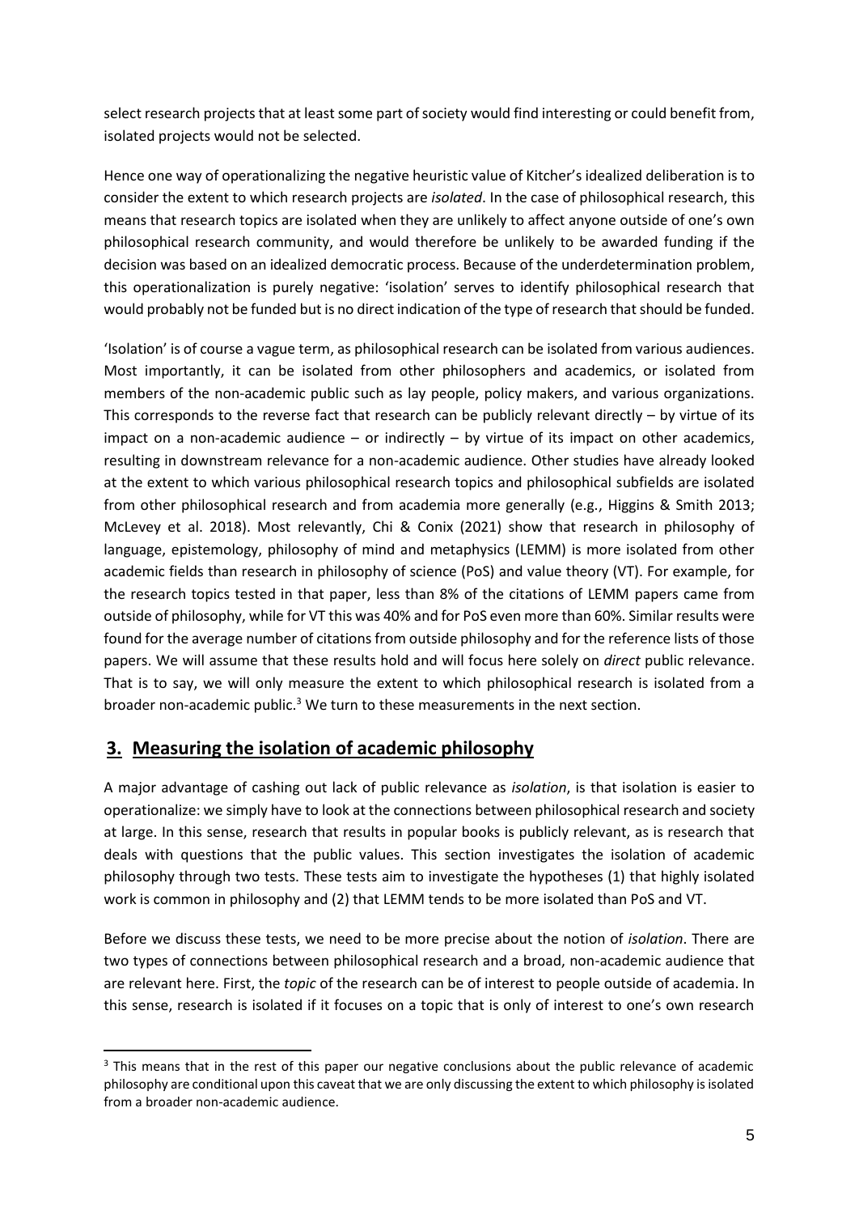select research projects that at least some part of society would find interesting or could benefit from, isolated projects would not be selected.

Hence one way of operationalizing the negative heuristic value of Kitcher's idealized deliberation is to consider the extent to which research projects are *isolated*. In the case of philosophical research, this means that research topics are isolated when they are unlikely to affect anyone outside of one's own philosophical research community, and would therefore be unlikely to be awarded funding if the decision was based on an idealized democratic process. Because of the underdetermination problem, this operationalization is purely negative: 'isolation' serves to identify philosophical research that would probably not be funded but is no direct indication of the type of research that should be funded.

'Isolation' is of course a vague term, as philosophical research can be isolated from various audiences. Most importantly, it can be isolated from other philosophers and academics, or isolated from members of the non-academic public such as lay people, policy makers, and various organizations. This corresponds to the reverse fact that research can be publicly relevant directly – by virtue of its impact on a non-academic audience – or indirectly – by virtue of its impact on other academics, resulting in downstream relevance for a non-academic audience. Other studies have already looked at the extent to which various philosophical research topics and philosophical subfields are isolated from other philosophical research and from academia more generally (e.g., Higgins & Smith 2013; McLevey et al. 2018). Most relevantly, Chi & Conix (2021) show that research in philosophy of language, epistemology, philosophy of mind and metaphysics (LEMM) is more isolated from other academic fields than research in philosophy of science (PoS) and value theory (VT). For example, for the research topics tested in that paper, less than 8% of the citations of LEMM papers came from outside of philosophy, while for VT this was 40% and for PoS even more than 60%. Similar results were found for the average number of citations from outside philosophy and for the reference lists of those papers. We will assume that these results hold and will focus here solely on *direct* public relevance. That is to say, we will only measure the extent to which philosophical research is isolated from a broader non-academic public.[3] We turn to these measurements in the next section.

## 3. Measuring the isolation of academic philosophy

A major advantage of cashing out lack of public relevance as *isolation*, is that isolation is easier to operationalize: we simply have to look at the connections between philosophical research and society at large. In this sense, research that results in popular books is publicly relevant, as is research that deals with questions that the public values. This section investigates the isolation of academic philosophy through two tests. These tests aim to investigate the hypotheses (1) that highly isolated work is common in philosophy and (2) that LEMM tends to be more isolated than PoS and VT.

Before we discuss these tests, we need to be more precise about the notion of *isolation*. There are two types of connections between philosophical research and a broad, non-academic audience that are relevant here. First, the *topic* of the research can be of interest to people outside of academia. In this sense, research is isolated if it focuses on a topic that is only of interest to one's own research

[3] This means that in the rest of this paper our negative conclusions about the public relevance of academic philosophy are conditional upon this caveat that we are only discussing the extent to which philosophy is isolated from a broader non-academic audience.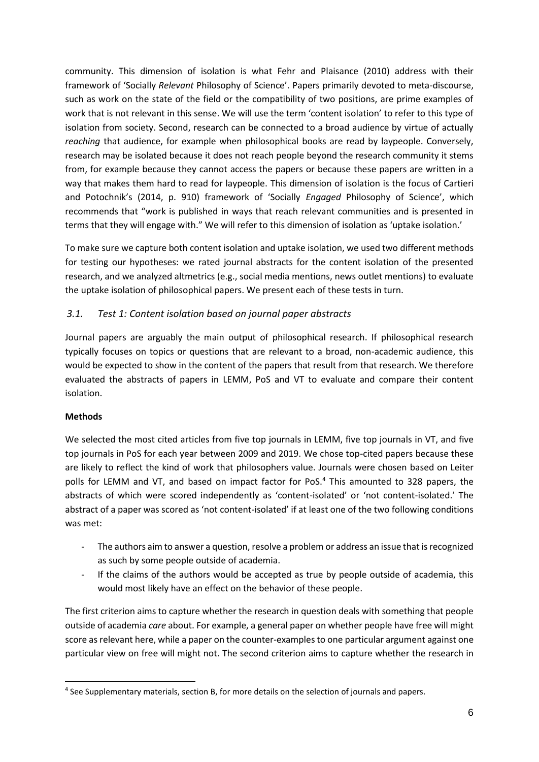community. This dimension of isolation is what Fehr and Plaisance (2010) address with their framework of 'Socially *Relevant* Philosophy of Science'. Papers primarily devoted to meta-discourse, such as work on the state of the field or the compatibility of two positions, are prime examples of work that is not relevant in this sense. We will use the term 'content isolation' to refer to this type of isolation from society. Second, research can be connected to a broad audience by virtue of actually *reaching* that audience, for example when philosophical books are read by laypeople. Conversely, research may be isolated because it does not reach people beyond the research community it stems from, for example because they cannot access the papers or because these papers are written in a way that makes them hard to read for laypeople. This dimension of isolation is the focus of Cartieri and Potochnik's (2014, p. 910) framework of 'Socially *Engaged* Philosophy of Science', which recommends that "work is published in ways that reach relevant communities and is presented in terms that they will engage with." We will refer to this dimension of isolation as 'uptake isolation.'

To make sure we capture both content isolation and uptake isolation, we used two different methods for testing our hypotheses: we rated journal abstracts for the content isolation of the presented research, and we analyzed altmetrics (e.g., social media mentions, news outlet mentions) to evaluate the uptake isolation of philosophical papers. We present each of these tests in turn.

### *3.1. Test 1: Content isolation based on journal paper abstracts*

Journal papers are arguably the main output of philosophical research. If philosophical research typically focuses on topics or questions that are relevant to a broad, non-academic audience, this would be expected to show in the content of the papers that result from that research. We therefore evaluated the abstracts of papers in LEMM, PoS and VT to evaluate and compare their content isolation.

**Methods**

We selected the most cited articles from five top journals in LEMM, five top journals in VT, and five top journals in PoS for each year between 2009 and 2019. We chose top-cited papers because these are likely to reflect the kind of work that philosophers value. Journals were chosen based on Leiter polls for LEMM and VT, and based on impact factor for PoS.[4] This amounted to 328 papers, the abstracts of which were scored independently as 'content-isolated' or 'not content-isolated.' The abstract of a paper was scored as 'not content-isolated' if at least one of the two following conditions was met:

- The authors aim to answer a question, resolve a problem or address an issue that is recognized as such by some people outside of academia.
- If the claims of the authors would be accepted as true by people outside of academia, this would most likely have an effect on the behavior of these people.

The first criterion aims to capture whether the research in question deals with something that people outside of academia *care* about. For example, a general paper on whether people have free will might score as relevant here, while a paper on the counter-examples to one particular argument against one particular view on free will might not. The second criterion aims to capture whether the research in

[4] See Supplementary materials, section B, for more details on the selection of journals and papers.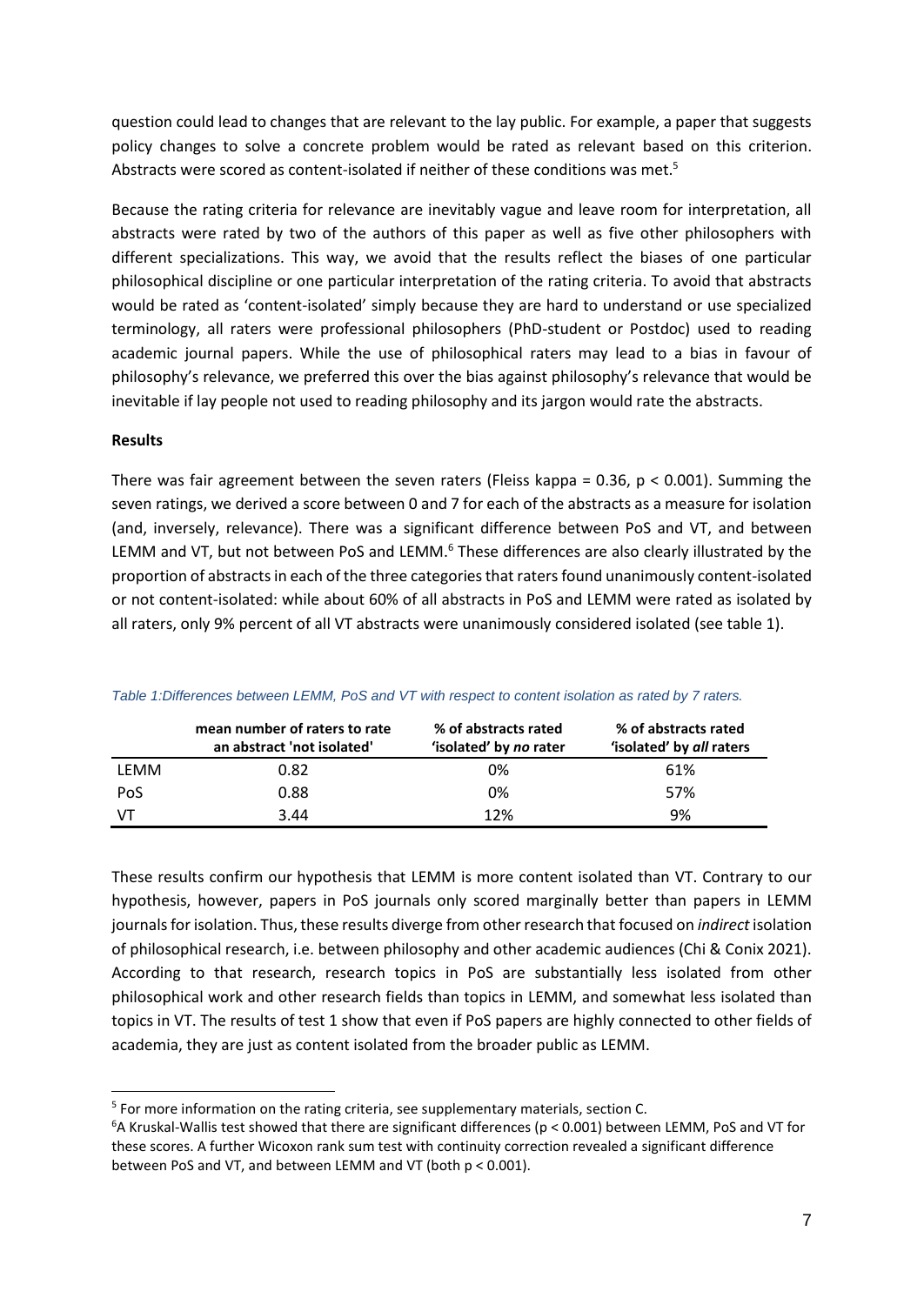question could lead to changes that are relevant to the lay public. For example, a paper that suggests policy changes to solve a concrete problem would be rated as relevant based on this criterion. Abstracts were scored as content-isolated if neither of these conditions was met.[5]

Because the rating criteria for relevance are inevitably vague and leave room for interpretation, all abstracts were rated by two of the authors of this paper as well as five other philosophers with different specializations. This way, we avoid that the results reflect the biases of one particular philosophical discipline or one particular interpretation of the rating criteria. To avoid that abstracts would be rated as 'content-isolated' simply because they are hard to understand or use specialized terminology, all raters were professional philosophers (PhD-student or Postdoc) used to reading academic journal papers. While the use of philosophical raters may lead to a bias in favour of philosophy's relevance, we preferred this over the bias against philosophy's relevance that would be inevitable if lay people not used to reading philosophy and its jargon would rate the abstracts.

**Results**

There was fair agreement between the seven raters (Fleiss kappa = 0.36, $p < 0.001$). Summing the seven ratings, we derived a score between 0 and 7 for each of the abstracts as a measure for isolation (and, inversely, relevance). There was a significant difference between PoS and VT, and between LEMM and VT, but not between PoS and LEMM.[6] These differences are also clearly illustrated by the proportion of abstracts in each of the three categories that raters found unanimously content-isolated or not content-isolated: while about 60% of all abstracts in PoS and LEMM were rated as isolated by all raters, only 9% percent of all VT abstracts were unanimously considered isolated (see table 1).

*Table 1:Differences between LEMM, PoS and VT with respect to content isolation as rated by 7 raters.*

| | mean number of raters to rate an abstract 'not isolated' | % of abstracts rated 'isolated' by *no* rater | % of abstracts rated 'isolated' by *all* raters |
|---|---|---|---|
| LEMM | 0.82 | 0% | 61% |
| PoS | 0.88 | 0% | 57% |
| VT | 3.44 | 12% | 9% |

These results confirm our hypothesis that LEMM is more content isolated than VT. Contrary to our hypothesis, however, papers in PoS journals only scored marginally better than papers in LEMM journals for isolation. Thus, these results diverge from other research that focused on *indirect* isolation of philosophical research, i.e. between philosophy and other academic audiences (Chi & Conix 2021). According to that research, research topics in PoS are substantially less isolated from other philosophical work and other research fields than topics in LEMM, and somewhat less isolated than topics in VT. The results of test 1 show that even if PoS papers are highly connected to other fields of academia, they are just as content isolated from the broader public as LEMM.

[5] For more information on the rating criteria, see supplementary materials, section C.

[6] A Kruskal-Wallis test showed that there are significant differences ($p < 0.001$) between LEMM, PoS and VT for these scores. A further Wicoxon rank sum test with continuity correction revealed a significant difference between PoS and VT, and between LEMM and VT (both $p < 0.001$).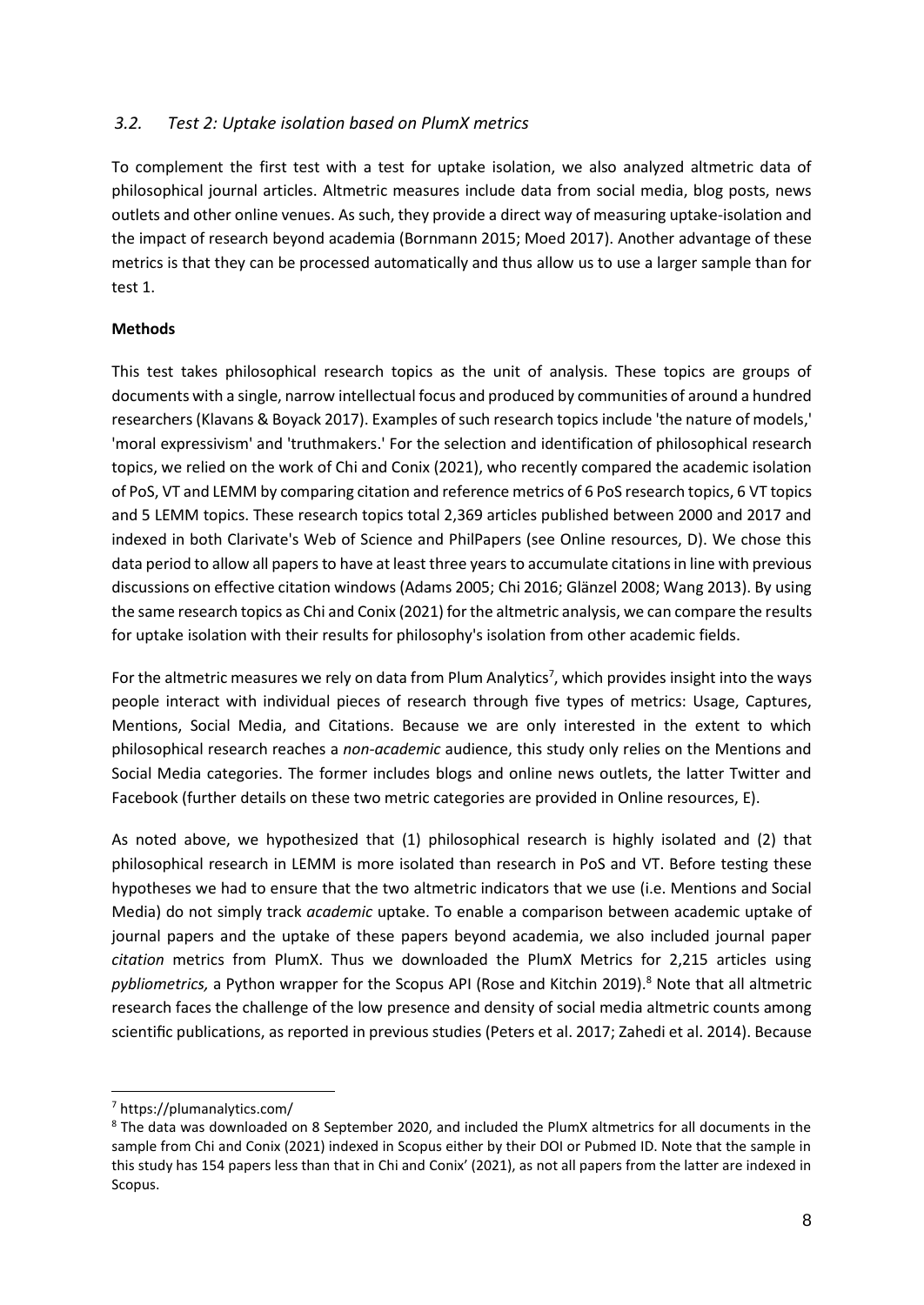### 3.2. Test 2: Uptake isolation based on PlumX metrics

To complement the first test with a test for uptake isolation, we also analyzed altmetric data of philosophical journal articles. Altmetric measures include data from social media, blog posts, news outlets and other online venues. As such, they provide a direct way of measuring uptake-isolation and the impact of research beyond academia (Bornmann 2015; Moed 2017). Another advantage of these metrics is that they can be processed automatically and thus allow us to use a larger sample than for test 1.

**Methods**

This test takes philosophical research topics as the unit of analysis. These topics are groups of documents with a single, narrow intellectual focus and produced by communities of around a hundred researchers (Klavans & Boyack 2017). Examples of such research topics include 'the nature of models,' 'moral expressivism' and 'truthmakers.' For the selection and identification of philosophical research topics, we relied on the work of Chi and Conix (2021), who recently compared the academic isolation of PoS, VT and LEMM by comparing citation and reference metrics of 6 PoS research topics, 6 VT topics and 5 LEMM topics. These research topics total 2,369 articles published between 2000 and 2017 and indexed in both Clarivate's Web of Science and PhilPapers (see Online resources, D). We chose this data period to allow all papers to have at least three years to accumulate citations in line with previous discussions on effective citation windows (Adams 2005; Chi 2016; Glänzel 2008; Wang 2013). By using the same research topics as Chi and Conix (2021) for the altmetric analysis, we can compare the results for uptake isolation with their results for philosophy's isolation from other academic fields.

For the altmetric measures we rely on data from Plum Analytics[7], which provides insight into the ways people interact with individual pieces of research through five types of metrics: Usage, Captures, Mentions, Social Media, and Citations. Because we are only interested in the extent to which philosophical research reaches a *non-academic* audience, this study only relies on the Mentions and Social Media categories. The former includes blogs and online news outlets, the latter Twitter and Facebook (further details on these two metric categories are provided in Online resources, E).

As noted above, we hypothesized that (1) philosophical research is highly isolated and (2) that philosophical research in LEMM is more isolated than research in PoS and VT. Before testing these hypotheses we had to ensure that the two altmetric indicators that we use (i.e. Mentions and Social Media) do not simply track *academic* uptake. To enable a comparison between academic uptake of journal papers and the uptake of these papers beyond academia, we also included journal paper *citation* metrics from PlumX. Thus we downloaded the PlumX Metrics for 2,215 articles using *pybliometrics,* a Python wrapper for the Scopus API (Rose and Kitchin 2019).[8] Note that all altmetric research faces the challenge of the low presence and density of social media altmetric counts among scientific publications, as reported in previous studies (Peters et al. 2017; Zahedi et al. 2014). Because

---

[7] https://plumanalytics.com/

[8] The data was downloaded on 8 September 2020, and included the PlumX altmetrics for all documents in the sample from Chi and Conix (2021) indexed in Scopus either by their DOI or Pubmed ID. Note that the sample in this study has 154 papers less than that in Chi and Conix' (2021), as not all papers from the latter are indexed in Scopus.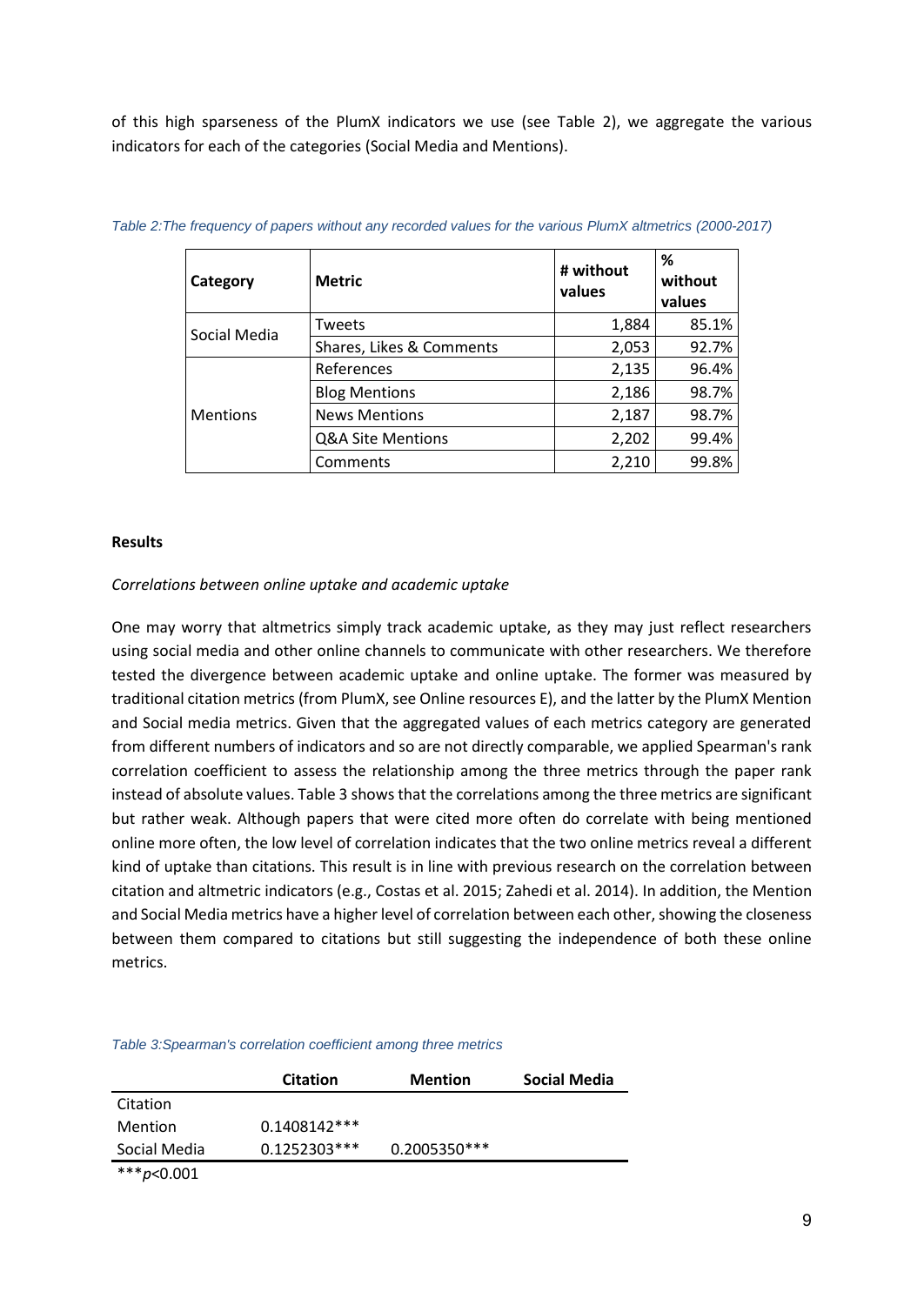of this high sparseness of the PlumX indicators we use (see Table 2), we aggregate the various indicators for each of the categories (Social Media and Mentions).

*Table 2:The frequency of papers without any recorded values for the various PlumX altmetrics (2000-2017)*

| Category | Metric | # without values | % without values |
|---|---|---|---|
| Social Media | Tweets | 1,884 | 85.1% |
| | Shares, Likes & Comments | 2,053 | 92.7% |
| Mentions | References | 2,135 | 96.4% |
| | Blog Mentions | 2,186 | 98.7% |
| | News Mentions | 2,187 | 98.7% |
| | Q&A Site Mentions | 2,202 | 99.4% |
| | Comments | 2,210 | 99.8% |

**Results**

*Correlations between online uptake and academic uptake*

One may worry that altmetrics simply track academic uptake, as they may just reflect researchers using social media and other online channels to communicate with other researchers. We therefore tested the divergence between academic uptake and online uptake. The former was measured by traditional citation metrics (from PlumX, see Online resources E), and the latter by the PlumX Mention and Social media metrics. Given that the aggregated values of each metrics category are generated from different numbers of indicators and so are not directly comparable, we applied Spearman's rank correlation coefficient to assess the relationship among the three metrics through the paper rank instead of absolute values. Table 3 shows that the correlations among the three metrics are significant but rather weak. Although papers that were cited more often do correlate with being mentioned online more often, the low level of correlation indicates that the two online metrics reveal a different kind of uptake than citations. This result is in line with previous research on the correlation between citation and altmetric indicators (e.g., Costas et al. 2015; Zahedi et al. 2014). In addition, the Mention and Social Media metrics have a higher level of correlation between each other, showing the closeness between them compared to citations but still suggesting the independence of both these online metrics.

*Table 3:Spearman's correlation coefficient among three metrics*

| | Citation | Mention | Social Media |
|---|---|---|---|
| Citation | | | |
| Mention | 0.1408142*** | | |
| Social Media | 0.1252303*** | 0.2005350*** | |

***$p<0.001$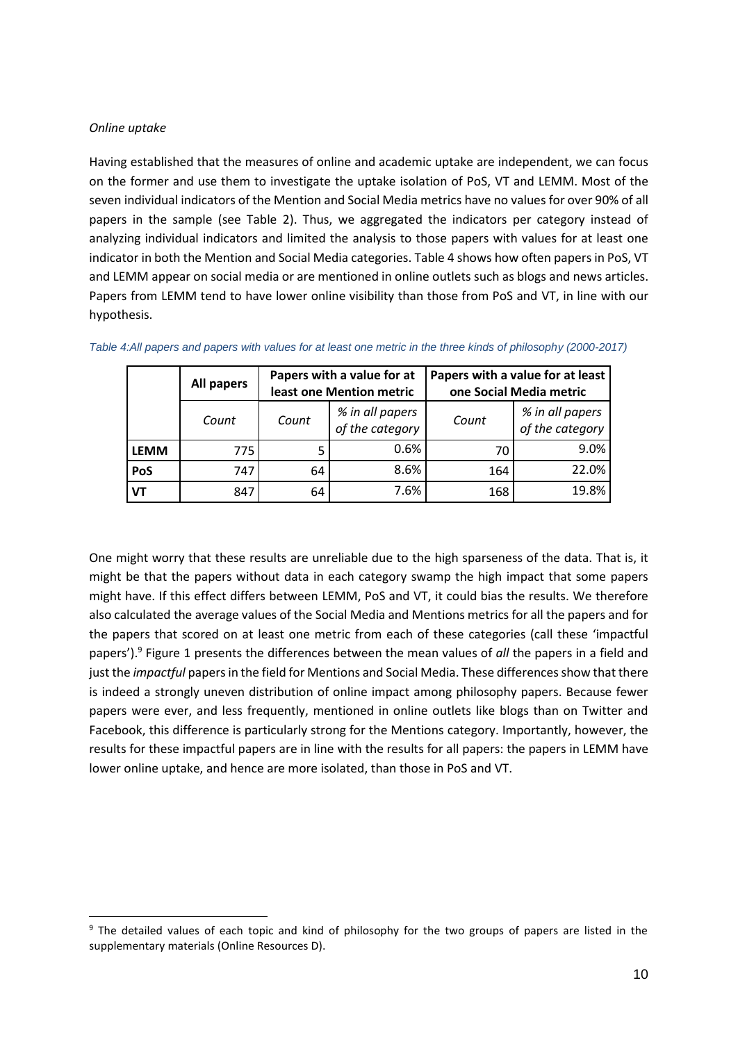*Online uptake*

Having established that the measures of online and academic uptake are independent, we can focus on the former and use them to investigate the uptake isolation of PoS, VT and LEMM. Most of the seven individual indicators of the Mention and Social Media metrics have no values for over 90% of all papers in the sample (see Table 2). Thus, we aggregated the indicators per category instead of analyzing individual indicators and limited the analysis to those papers with values for at least one indicator in both the Mention and Social Media categories. Table 4 shows how often papers in PoS, VT and LEMM appear on social media or are mentioned in online outlets such as blogs and news articles. Papers from LEMM tend to have lower online visibility than those from PoS and VT, in line with our hypothesis.

*Table 4:All papers and papers with values for at least one metric in the three kinds of philosophy (2000-2017)*

| | **All papers** | **Papers with a value for at least one Mention metric** | | **Papers with a value for at least one Social Media metric** | |
|---|---|---|---|---|---|
| | *Count* | *Count* | *% in all papers of the category* | *Count* | *% in all papers of the category* |
| **LEMM** | 775 | 5 | 0.6% | 70 | 9.0% |
| **PoS** | 747 | 64 | 8.6% | 164 | 22.0% |
| **VT** | 847 | 64 | 7.6% | 168 | 19.8% |

One might worry that these results are unreliable due to the high sparseness of the data. That is, it might be that the papers without data in each category swamp the high impact that some papers might have. If this effect differs between LEMM, PoS and VT, it could bias the results. We therefore also calculated the average values of the Social Media and Mentions metrics for all the papers and for the papers that scored on at least one metric from each of these categories (call these 'impactful papers').[9] Figure 1 presents the differences between the mean values of *all* the papers in a field and just the *impactful* papers in the field for Mentions and Social Media. These differences show that there is indeed a strongly uneven distribution of online impact among philosophy papers. Because fewer papers were ever, and less frequently, mentioned in online outlets like blogs than on Twitter and Facebook, this difference is particularly strong for the Mentions category. Importantly, however, the results for these impactful papers are in line with the results for all papers: the papers in LEMM have lower online uptake, and hence are more isolated, than those in PoS and VT.

[9] The detailed values of each topic and kind of philosophy for the two groups of papers are listed in the supplementary materials (Online Resources D).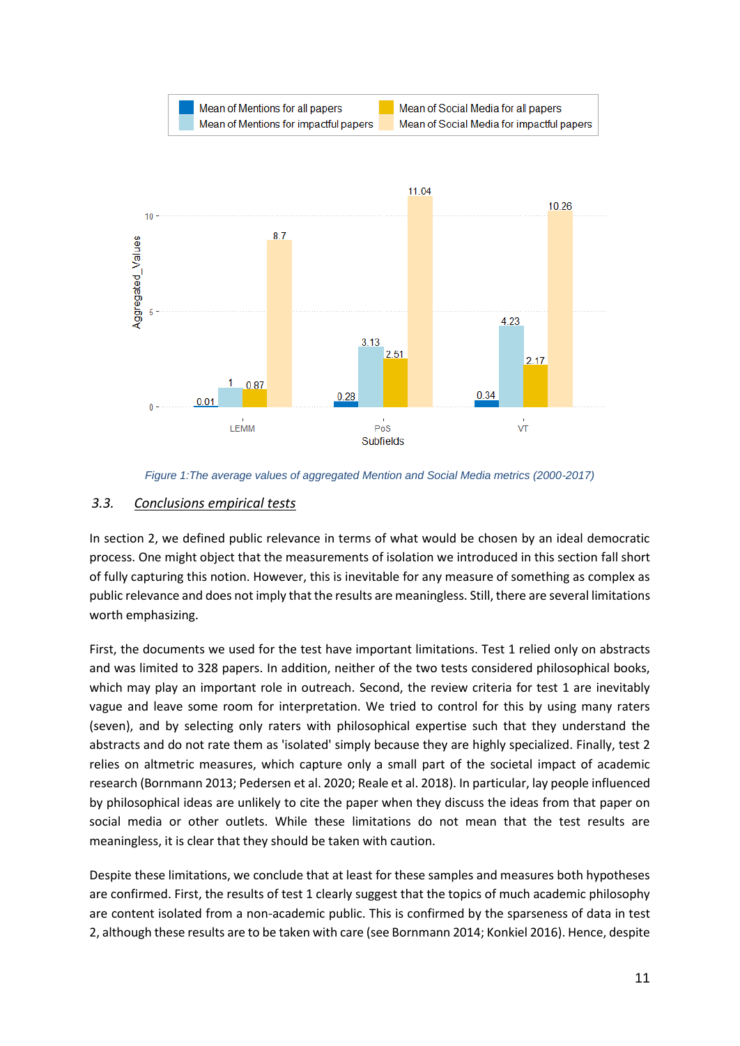Figure 1:The average values of aggregated Mention and Social Media metrics (2000-2017)

### 3.3. Conclusions empirical tests

In section 2, we defined public relevance in terms of what would be chosen by an ideal democratic process. One might object that the measurements of isolation we introduced in this section fall short of fully capturing this notion. However, this is inevitable for any measure of something as complex as public relevance and does not imply that the results are meaningless. Still, there are several limitations worth emphasizing.

First, the documents we used for the test have important limitations. Test 1 relied only on abstracts and was limited to 328 papers. In addition, neither of the two tests considered philosophical books, which may play an important role in outreach. Second, the review criteria for test 1 are inevitably vague and leave some room for interpretation. We tried to control for this by using many raters (seven), and by selecting only raters with philosophical expertise such that they understand the abstracts and do not rate them as 'isolated' simply because they are highly specialized. Finally, test 2 relies on altmetric measures, which capture only a small part of the societal impact of academic research (Bornmann 2013; Pedersen et al. 2020; Reale et al. 2018). In particular, lay people influenced by philosophical ideas are unlikely to cite the paper when they discuss the ideas from that paper on social media or other outlets. While these limitations do not mean that the test results are meaningless, it is clear that they should be taken with caution.

Despite these limitations, we conclude that at least for these samples and measures both hypotheses are confirmed. First, the results of test 1 clearly suggest that the topics of much academic philosophy are content isolated from a non-academic public. This is confirmed by the sparseness of data in test 2, although these results are to be taken with care (see Bornmann 2014; Konkiel 2016). Hence, despite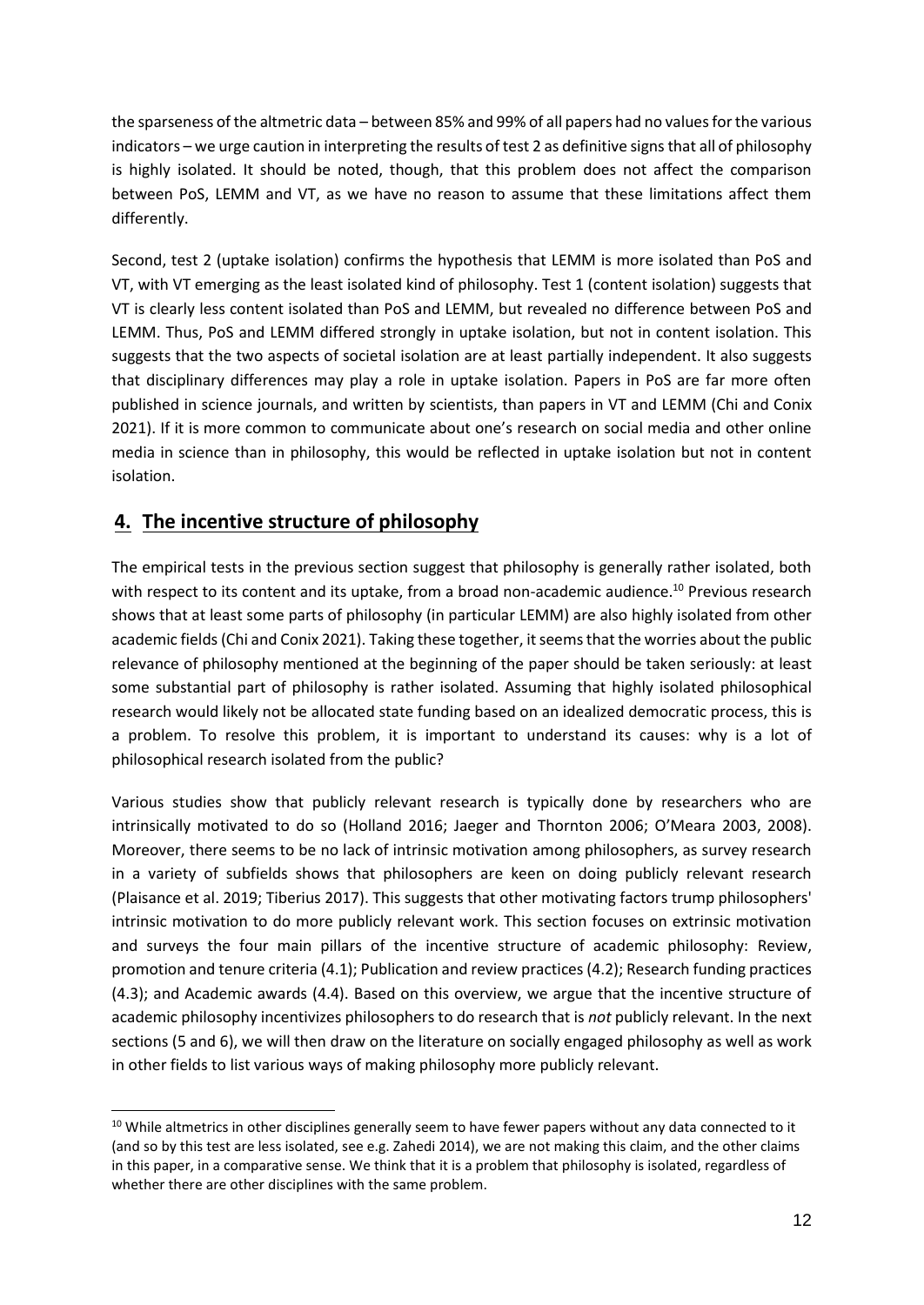the sparseness of the altmetric data – between 85% and 99% of all papers had no values for the various indicators – we urge caution in interpreting the results of test 2 as definitive signs that all of philosophy is highly isolated. It should be noted, though, that this problem does not affect the comparison between PoS, LEMM and VT, as we have no reason to assume that these limitations affect them differently.

Second, test 2 (uptake isolation) confirms the hypothesis that LEMM is more isolated than PoS and VT, with VT emerging as the least isolated kind of philosophy. Test 1 (content isolation) suggests that VT is clearly less content isolated than PoS and LEMM, but revealed no difference between PoS and LEMM. Thus, PoS and LEMM differed strongly in uptake isolation, but not in content isolation. This suggests that the two aspects of societal isolation are at least partially independent. It also suggests that disciplinary differences may play a role in uptake isolation. Papers in PoS are far more often published in science journals, and written by scientists, than papers in VT and LEMM (Chi and Conix 2021). If it is more common to communicate about one's research on social media and other online media in science than in philosophy, this would be reflected in uptake isolation but not in content isolation.

## 4. The incentive structure of philosophy

The empirical tests in the previous section suggest that philosophy is generally rather isolated, both with respect to its content and its uptake, from a broad non-academic audience.[10] Previous research shows that at least some parts of philosophy (in particular LEMM) are also highly isolated from other academic fields (Chi and Conix 2021). Taking these together, it seems that the worries about the public relevance of philosophy mentioned at the beginning of the paper should be taken seriously: at least some substantial part of philosophy is rather isolated. Assuming that highly isolated philosophical research would likely not be allocated state funding based on an idealized democratic process, this is a problem. To resolve this problem, it is important to understand its causes: why is a lot of philosophical research isolated from the public?

Various studies show that publicly relevant research is typically done by researchers who are intrinsically motivated to do so (Holland 2016; Jaeger and Thornton 2006; O'Meara 2003, 2008). Moreover, there seems to be no lack of intrinsic motivation among philosophers, as survey research in a variety of subfields shows that philosophers are keen on doing publicly relevant research (Plaisance et al. 2019; Tiberius 2017). This suggests that other motivating factors trump philosophers' intrinsic motivation to do more publicly relevant work. This section focuses on extrinsic motivation and surveys the four main pillars of the incentive structure of academic philosophy: Review, promotion and tenure criteria (4.1); Publication and review practices (4.2); Research funding practices (4.3); and Academic awards (4.4). Based on this overview, we argue that the incentive structure of academic philosophy incentivizes philosophers to do research that is *not* publicly relevant. In the next sections (5 and 6), we will then draw on the literature on socially engaged philosophy as well as work in other fields to list various ways of making philosophy more publicly relevant.

[10] While altmetrics in other disciplines generally seem to have fewer papers without any data connected to it (and so by this test are less isolated, see e.g. Zahedi 2014), we are not making this claim, and the other claims in this paper, in a comparative sense. We think that it is a problem that philosophy is isolated, regardless of whether there are other disciplines with the same problem.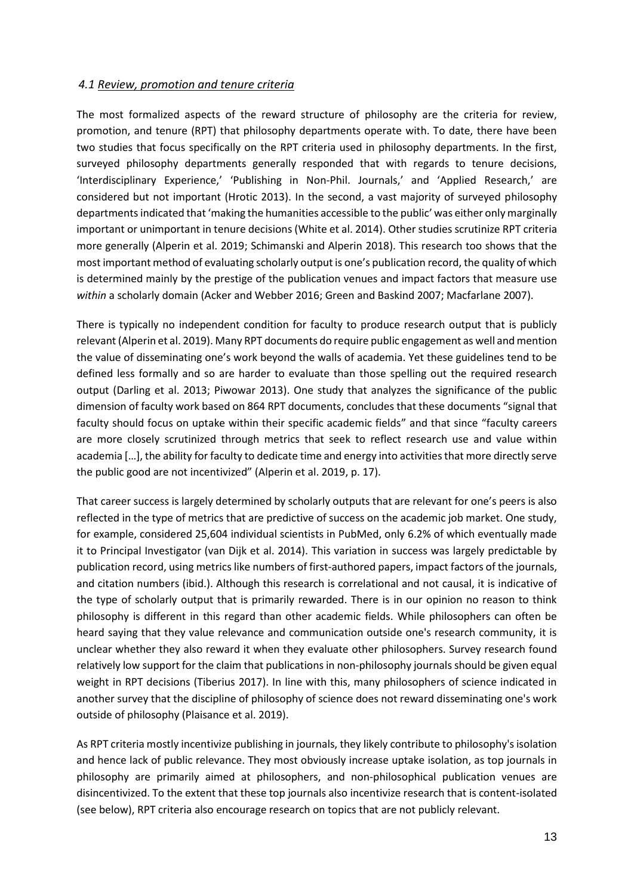### *4.1 Review, promotion and tenure criteria*

The most formalized aspects of the reward structure of philosophy are the criteria for review, promotion, and tenure (RPT) that philosophy departments operate with. To date, there have been two studies that focus specifically on the RPT criteria used in philosophy departments. In the first, surveyed philosophy departments generally responded that with regards to tenure decisions, 'Interdisciplinary Experience,' 'Publishing in Non-Phil. Journals,' and 'Applied Research,' are considered but not important (Hrotic 2013). In the second, a vast majority of surveyed philosophy departments indicated that 'making the humanities accessible to the public' was either only marginally important or unimportant in tenure decisions (White et al. 2014). Other studies scrutinize RPT criteria more generally (Alperin et al. 2019; Schimanski and Alperin 2018). This research too shows that the most important method of evaluating scholarly output is one's publication record, the quality of which is determined mainly by the prestige of the publication venues and impact factors that measure use *within* a scholarly domain (Acker and Webber 2016; Green and Baskind 2007; Macfarlane 2007).

There is typically no independent condition for faculty to produce research output that is publicly relevant (Alperin et al. 2019). Many RPT documents do require public engagement as well and mention the value of disseminating one's work beyond the walls of academia. Yet these guidelines tend to be defined less formally and so are harder to evaluate than those spelling out the required research output (Darling et al. 2013; Piwowar 2013). One study that analyzes the significance of the public dimension of faculty work based on 864 RPT documents, concludes that these documents "signal that faculty should focus on uptake within their specific academic fields" and that since "faculty careers are more closely scrutinized through metrics that seek to reflect research use and value within academia […], the ability for faculty to dedicate time and energy into activities that more directly serve the public good are not incentivized" (Alperin et al. 2019, p. 17).

That career success is largely determined by scholarly outputs that are relevant for one's peers is also reflected in the type of metrics that are predictive of success on the academic job market. One study, for example, considered 25,604 individual scientists in PubMed, only 6.2% of which eventually made it to Principal Investigator (van Dijk et al. 2014). This variation in success was largely predictable by publication record, using metrics like numbers of first-authored papers, impact factors of the journals, and citation numbers (ibid.). Although this research is correlational and not causal, it is indicative of the type of scholarly output that is primarily rewarded. There is in our opinion no reason to think philosophy is different in this regard than other academic fields. While philosophers can often be heard saying that they value relevance and communication outside one's research community, it is unclear whether they also reward it when they evaluate other philosophers. Survey research found relatively low support for the claim that publications in non-philosophy journals should be given equal weight in RPT decisions (Tiberius 2017). In line with this, many philosophers of science indicated in another survey that the discipline of philosophy of science does not reward disseminating one's work outside of philosophy (Plaisance et al. 2019).

As RPT criteria mostly incentivize publishing in journals, they likely contribute to philosophy's isolation and hence lack of public relevance. They most obviously increase uptake isolation, as top journals in philosophy are primarily aimed at philosophers, and non-philosophical publication venues are disincentivized. To the extent that these top journals also incentivize research that is content-isolated (see below), RPT criteria also encourage research on topics that are not publicly relevant.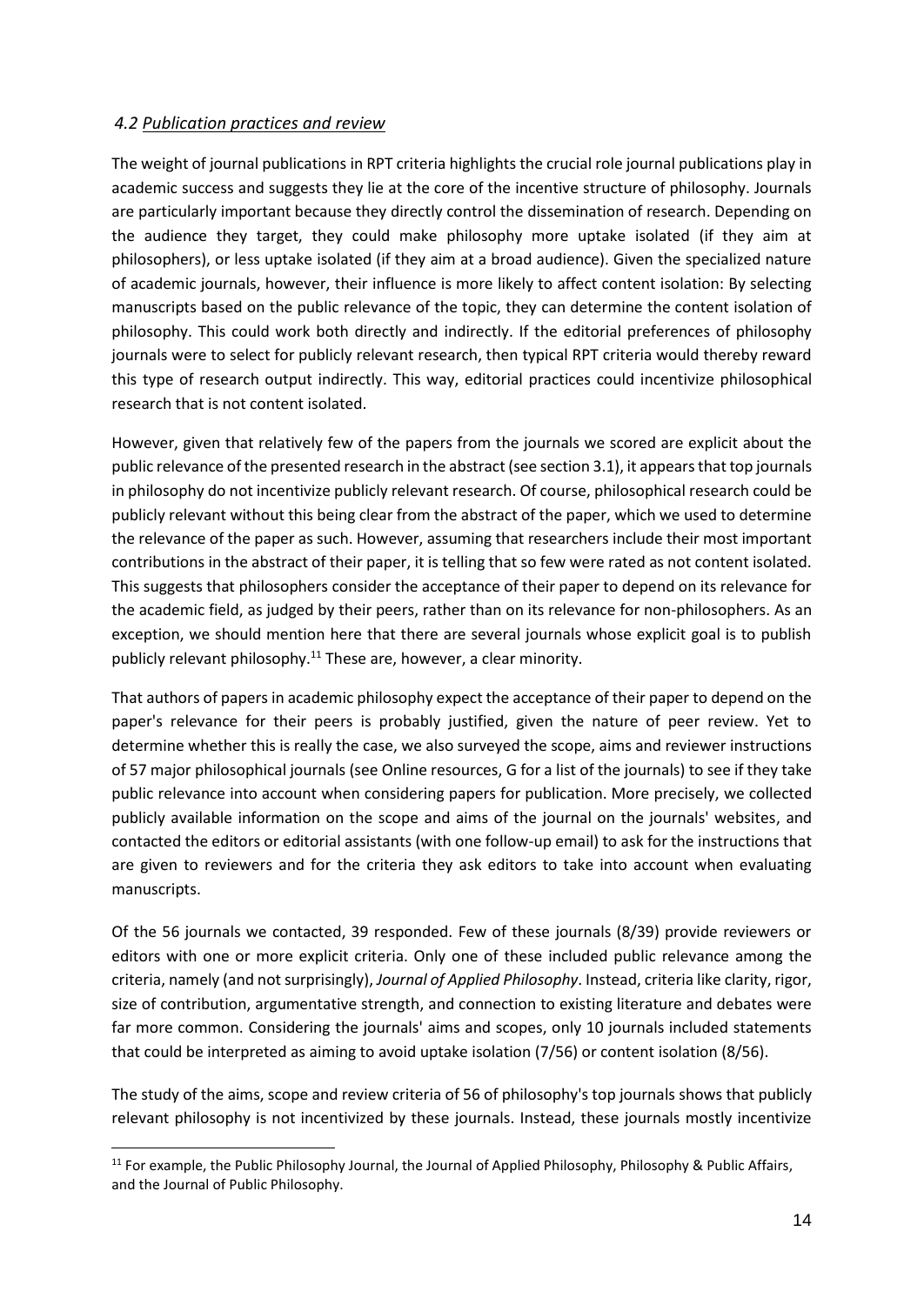### *4.2 Publication practices and review*

The weight of journal publications in RPT criteria highlights the crucial role journal publications play in academic success and suggests they lie at the core of the incentive structure of philosophy. Journals are particularly important because they directly control the dissemination of research. Depending on the audience they target, they could make philosophy more uptake isolated (if they aim at philosophers), or less uptake isolated (if they aim at a broad audience). Given the specialized nature of academic journals, however, their influence is more likely to affect content isolation: By selecting manuscripts based on the public relevance of the topic, they can determine the content isolation of philosophy. This could work both directly and indirectly. If the editorial preferences of philosophy journals were to select for publicly relevant research, then typical RPT criteria would thereby reward this type of research output indirectly. This way, editorial practices could incentivize philosophical research that is not content isolated.

However, given that relatively few of the papers from the journals we scored are explicit about the public relevance of the presented research in the abstract (see section 3.1), it appears that top journals in philosophy do not incentivize publicly relevant research. Of course, philosophical research could be publicly relevant without this being clear from the abstract of the paper, which we used to determine the relevance of the paper as such. However, assuming that researchers include their most important contributions in the abstract of their paper, it is telling that so few were rated as not content isolated. This suggests that philosophers consider the acceptance of their paper to depend on its relevance for the academic field, as judged by their peers, rather than on its relevance for non-philosophers. As an exception, we should mention here that there are several journals whose explicit goal is to publish publicly relevant philosophy.[11] These are, however, a clear minority.

That authors of papers in academic philosophy expect the acceptance of their paper to depend on the paper's relevance for their peers is probably justified, given the nature of peer review. Yet to determine whether this is really the case, we also surveyed the scope, aims and reviewer instructions of 57 major philosophical journals (see Online resources, G for a list of the journals) to see if they take public relevance into account when considering papers for publication. More precisely, we collected publicly available information on the scope and aims of the journal on the journals' websites, and contacted the editors or editorial assistants (with one follow-up email) to ask for the instructions that are given to reviewers and for the criteria they ask editors to take into account when evaluating manuscripts.

Of the 56 journals we contacted, 39 responded. Few of these journals (8/39) provide reviewers or editors with one or more explicit criteria. Only one of these included public relevance among the criteria, namely (and not surprisingly), *Journal of Applied Philosophy*. Instead, criteria like clarity, rigor, size of contribution, argumentative strength, and connection to existing literature and debates were far more common. Considering the journals' aims and scopes, only 10 journals included statements that could be interpreted as aiming to avoid uptake isolation (7/56) or content isolation (8/56).

The study of the aims, scope and review criteria of 56 of philosophy's top journals shows that publicly relevant philosophy is not incentivized by these journals. Instead, these journals mostly incentivize

[11] For example, the Public Philosophy Journal, the Journal of Applied Philosophy, Philosophy & Public Affairs, and the Journal of Public Philosophy.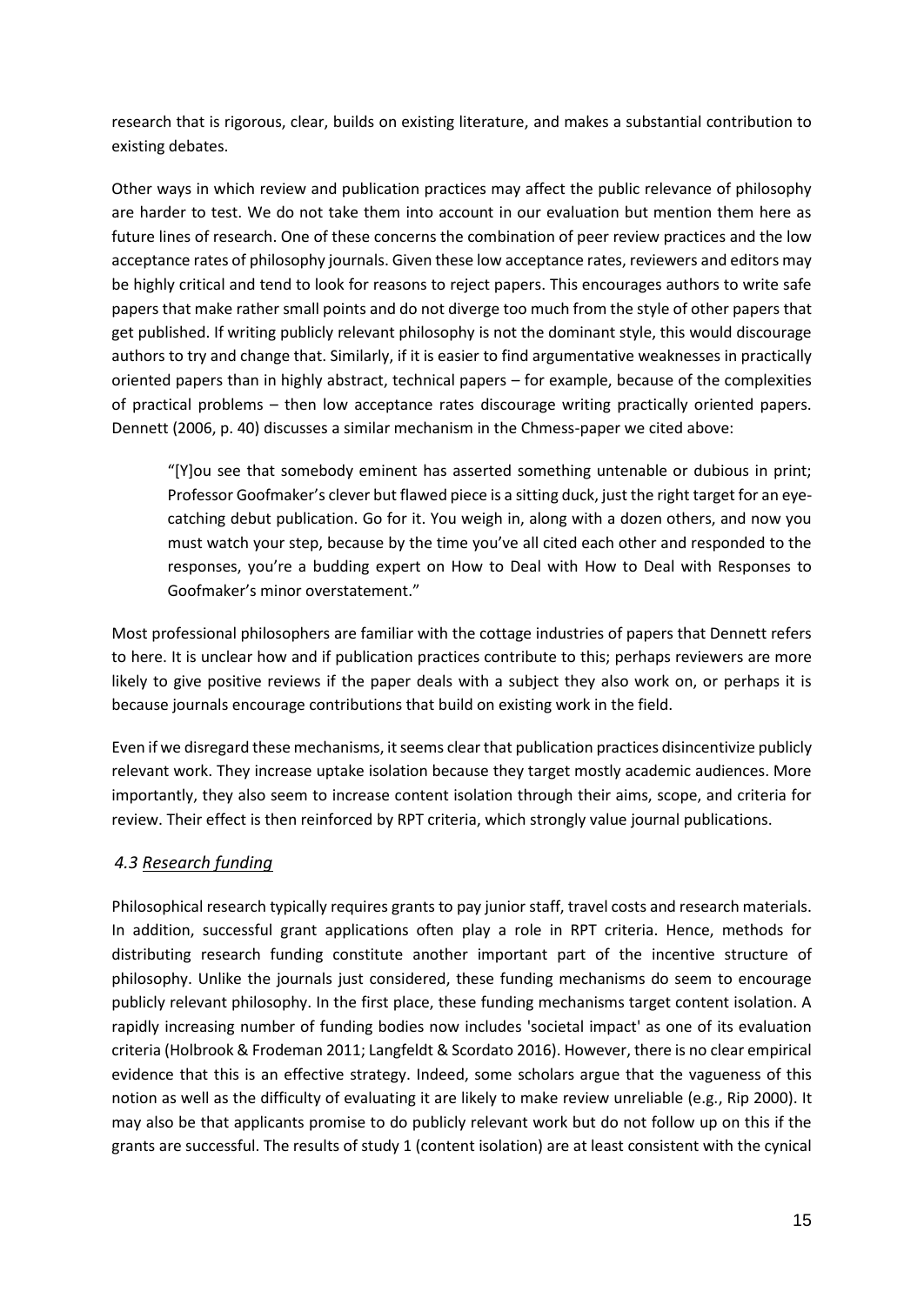research that is rigorous, clear, builds on existing literature, and makes a substantial contribution to existing debates.

Other ways in which review and publication practices may affect the public relevance of philosophy are harder to test. We do not take them into account in our evaluation but mention them here as future lines of research. One of these concerns the combination of peer review practices and the low acceptance rates of philosophy journals. Given these low acceptance rates, reviewers and editors may be highly critical and tend to look for reasons to reject papers. This encourages authors to write safe papers that make rather small points and do not diverge too much from the style of other papers that get published. If writing publicly relevant philosophy is not the dominant style, this would discourage authors to try and change that. Similarly, if it is easier to find argumentative weaknesses in practically oriented papers than in highly abstract, technical papers – for example, because of the complexities of practical problems – then low acceptance rates discourage writing practically oriented papers. Dennett (2006, p. 40) discusses a similar mechanism in the Chmess-paper we cited above:

> "[Y]ou see that somebody eminent has asserted something untenable or dubious in print; Professor Goofmaker's clever but flawed piece is a sitting duck, just the right target for an eye-catching debut publication. Go for it. You weigh in, along with a dozen others, and now you must watch your step, because by the time you've all cited each other and responded to the responses, you're a budding expert on How to Deal with How to Deal with Responses to Goofmaker's minor overstatement."

Most professional philosophers are familiar with the cottage industries of papers that Dennett refers to here. It is unclear how and if publication practices contribute to this; perhaps reviewers are more likely to give positive reviews if the paper deals with a subject they also work on, or perhaps it is because journals encourage contributions that build on existing work in the field.

Even if we disregard these mechanisms, it seems clear that publication practices disincentivize publicly relevant work. They increase uptake isolation because they target mostly academic audiences. More importantly, they also seem to increase content isolation through their aims, scope, and criteria for review. Their effect is then reinforced by RPT criteria, which strongly value journal publications.

### *4.3 Research funding*

Philosophical research typically requires grants to pay junior staff, travel costs and research materials. In addition, successful grant applications often play a role in RPT criteria. Hence, methods for distributing research funding constitute another important part of the incentive structure of philosophy. Unlike the journals just considered, these funding mechanisms do seem to encourage publicly relevant philosophy. In the first place, these funding mechanisms target content isolation. A rapidly increasing number of funding bodies now includes 'societal impact' as one of its evaluation criteria (Holbrook & Frodeman 2011; Langfeldt & Scordato 2016). However, there is no clear empirical evidence that this is an effective strategy. Indeed, some scholars argue that the vagueness of this notion as well as the difficulty of evaluating it are likely to make review unreliable (e.g., Rip 2000). It may also be that applicants promise to do publicly relevant work but do not follow up on this if the grants are successful. The results of study 1 (content isolation) are at least consistent with the cynical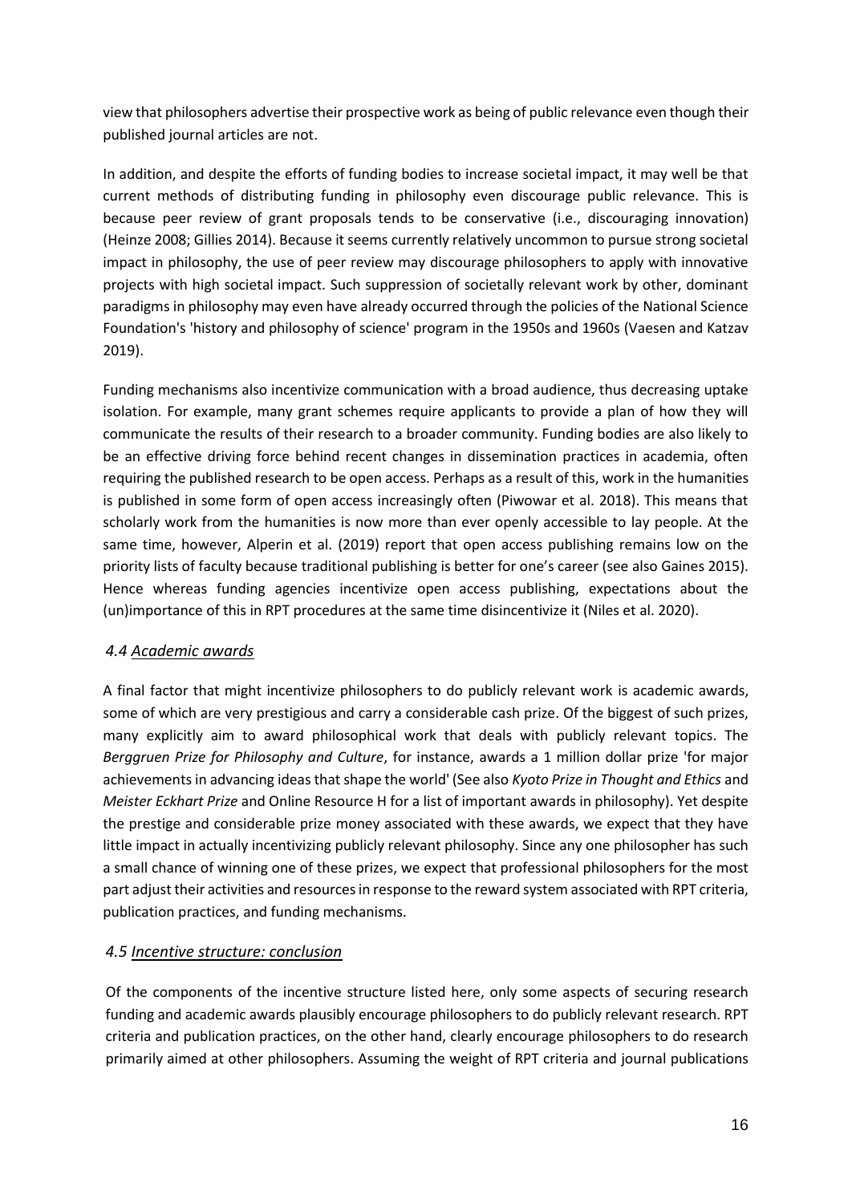view that philosophers advertise their prospective work as being of public relevance even though their published journal articles are not.

In addition, and despite the efforts of funding bodies to increase societal impact, it may well be that current methods of distributing funding in philosophy even discourage public relevance. This is because peer review of grant proposals tends to be conservative (i.e., discouraging innovation) (Heinze 2008; Gillies 2014). Because it seems currently relatively uncommon to pursue strong societal impact in philosophy, the use of peer review may discourage philosophers to apply with innovative projects with high societal impact. Such suppression of societally relevant work by other, dominant paradigms in philosophy may even have already occurred through the policies of the National Science Foundation's 'history and philosophy of science' program in the 1950s and 1960s (Vaesen and Katzav 2019).

Funding mechanisms also incentivize communication with a broad audience, thus decreasing uptake isolation. For example, many grant schemes require applicants to provide a plan of how they will communicate the results of their research to a broader community. Funding bodies are also likely to be an effective driving force behind recent changes in dissemination practices in academia, often requiring the published research to be open access. Perhaps as a result of this, work in the humanities is published in some form of open access increasingly often (Piwowar et al. 2018). This means that scholarly work from the humanities is now more than ever openly accessible to lay people. At the same time, however, Alperin et al. (2019) report that open access publishing remains low on the priority lists of faculty because traditional publishing is better for one's career (see also Gaines 2015). Hence whereas funding agencies incentivize open access publishing, expectations about the (un)importance of this in RPT procedures at the same time disincentivize it (Niles et al. 2020).

### *4.4 Academic awards*

A final factor that might incentivize philosophers to do publicly relevant work is academic awards, some of which are very prestigious and carry a considerable cash prize. Of the biggest of such prizes, many explicitly aim to award philosophical work that deals with publicly relevant topics. The *Berggruen Prize for Philosophy and Culture*, for instance, awards a 1 million dollar prize 'for major achievements in advancing ideas that shape the world' (See also *Kyoto Prize in Thought and Ethics* and *Meister Eckhart Prize* and Online Resource H for a list of important awards in philosophy). Yet despite the prestige and considerable prize money associated with these awards, we expect that they have little impact in actually incentivizing publicly relevant philosophy. Since any one philosopher has such a small chance of winning one of these prizes, we expect that professional philosophers for the most part adjust their activities and resources in response to the reward system associated with RPT criteria, publication practices, and funding mechanisms.

### *4.5 Incentive structure: conclusion*

Of the components of the incentive structure listed here, only some aspects of securing research funding and academic awards plausibly encourage philosophers to do publicly relevant research. RPT criteria and publication practices, on the other hand, clearly encourage philosophers to do research primarily aimed at other philosophers. Assuming the weight of RPT criteria and journal publications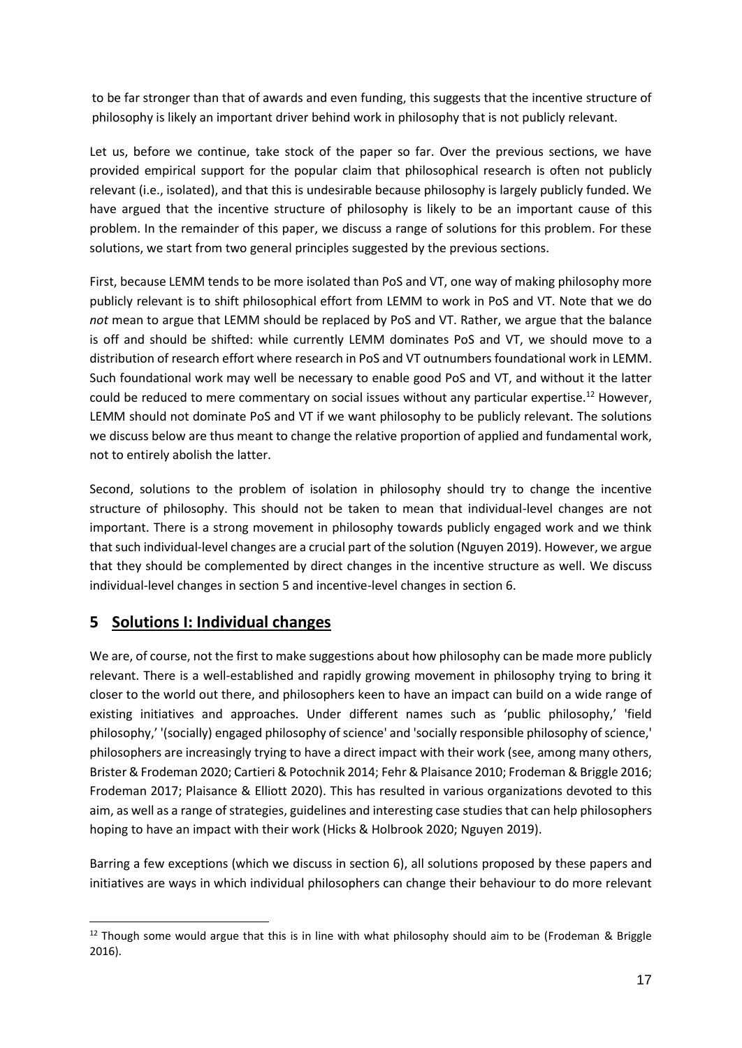to be far stronger than that of awards and even funding, this suggests that the incentive structure of philosophy is likely an important driver behind work in philosophy that is not publicly relevant.

Let us, before we continue, take stock of the paper so far. Over the previous sections, we have provided empirical support for the popular claim that philosophical research is often not publicly relevant (i.e., isolated), and that this is undesirable because philosophy is largely publicly funded. We have argued that the incentive structure of philosophy is likely to be an important cause of this problem. In the remainder of this paper, we discuss a range of solutions for this problem. For these solutions, we start from two general principles suggested by the previous sections.

First, because LEMM tends to be more isolated than PoS and VT, one way of making philosophy more publicly relevant is to shift philosophical effort from LEMM to work in PoS and VT. Note that we do *not* mean to argue that LEMM should be replaced by PoS and VT. Rather, we argue that the balance is off and should be shifted: while currently LEMM dominates PoS and VT, we should move to a distribution of research effort where research in PoS and VT outnumbers foundational work in LEMM. Such foundational work may well be necessary to enable good PoS and VT, and without it the latter could be reduced to mere commentary on social issues without any particular expertise.[12] However, LEMM should not dominate PoS and VT if we want philosophy to be publicly relevant. The solutions we discuss below are thus meant to change the relative proportion of applied and fundamental work, not to entirely abolish the latter.

Second, solutions to the problem of isolation in philosophy should try to change the incentive structure of philosophy. This should not be taken to mean that individual-level changes are not important. There is a strong movement in philosophy towards publicly engaged work and we think that such individual-level changes are a crucial part of the solution (Nguyen 2019). However, we argue that they should be complemented by direct changes in the incentive structure as well. We discuss individual-level changes in section 5 and incentive-level changes in section 6.

## 5 Solutions I: Individual changes

We are, of course, not the first to make suggestions about how philosophy can be made more publicly relevant. There is a well-established and rapidly growing movement in philosophy trying to bring it closer to the world out there, and philosophers keen to have an impact can build on a wide range of existing initiatives and approaches. Under different names such as 'public philosophy,' 'field philosophy,' '(socially) engaged philosophy of science' and 'socially responsible philosophy of science,' philosophers are increasingly trying to have a direct impact with their work (see, among many others, Brister & Frodeman 2020; Cartieri & Potochnik 2014; Fehr & Plaisance 2010; Frodeman & Briggle 2016; Frodeman 2017; Plaisance & Elliott 2020). This has resulted in various organizations devoted to this aim, as well as a range of strategies, guidelines and interesting case studies that can help philosophers hoping to have an impact with their work (Hicks & Holbrook 2020; Nguyen 2019).

Barring a few exceptions (which we discuss in section 6), all solutions proposed by these papers and initiatives are ways in which individual philosophers can change their behaviour to do more relevant

[12] Though some would argue that this is in line with what philosophy should aim to be (Frodeman & Briggle 2016).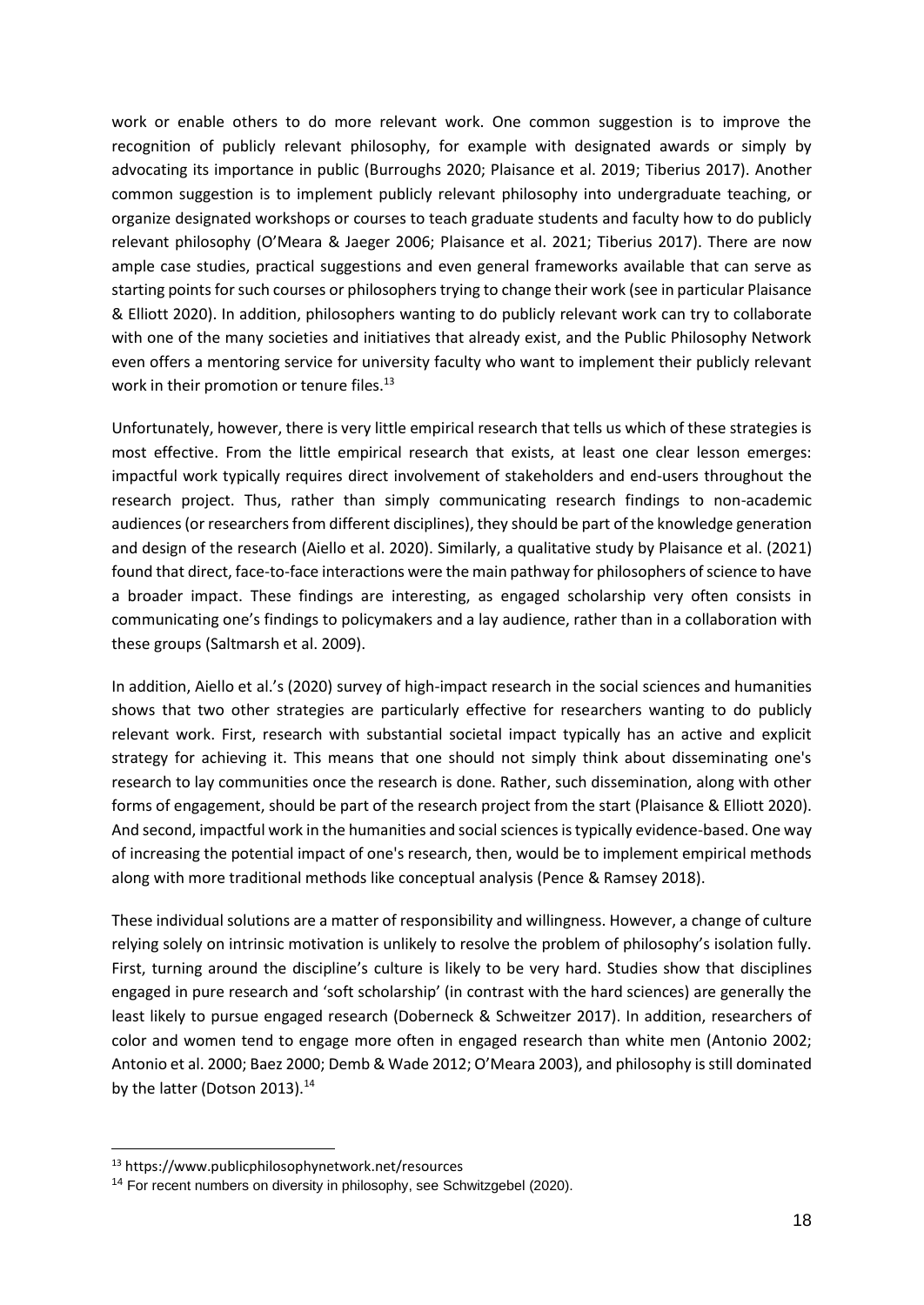work or enable others to do more relevant work. One common suggestion is to improve the recognition of publicly relevant philosophy, for example with designated awards or simply by advocating its importance in public (Burroughs 2020; Plaisance et al. 2019; Tiberius 2017). Another common suggestion is to implement publicly relevant philosophy into undergraduate teaching, or organize designated workshops or courses to teach graduate students and faculty how to do publicly relevant philosophy (O'Meara & Jaeger 2006; Plaisance et al. 2021; Tiberius 2017). There are now ample case studies, practical suggestions and even general frameworks available that can serve as starting points for such courses or philosophers trying to change their work (see in particular Plaisance & Elliott 2020). In addition, philosophers wanting to do publicly relevant work can try to collaborate with one of the many societies and initiatives that already exist, and the Public Philosophy Network even offers a mentoring service for university faculty who want to implement their publicly relevant work in their promotion or tenure files.[13]

Unfortunately, however, there is very little empirical research that tells us which of these strategies is most effective. From the little empirical research that exists, at least one clear lesson emerges: impactful work typically requires direct involvement of stakeholders and end-users throughout the research project. Thus, rather than simply communicating research findings to non-academic audiences (or researchers from different disciplines), they should be part of the knowledge generation and design of the research (Aiello et al. 2020). Similarly, a qualitative study by Plaisance et al. (2021) found that direct, face-to-face interactions were the main pathway for philosophers of science to have a broader impact. These findings are interesting, as engaged scholarship very often consists in communicating one's findings to policymakers and a lay audience, rather than in a collaboration with these groups (Saltmarsh et al. 2009).

In addition, Aiello et al.'s (2020) survey of high-impact research in the social sciences and humanities shows that two other strategies are particularly effective for researchers wanting to do publicly relevant work. First, research with substantial societal impact typically has an active and explicit strategy for achieving it. This means that one should not simply think about disseminating one's research to lay communities once the research is done. Rather, such dissemination, along with other forms of engagement, should be part of the research project from the start (Plaisance & Elliott 2020). And second, impactful work in the humanities and social sciences is typically evidence-based. One way of increasing the potential impact of one's research, then, would be to implement empirical methods along with more traditional methods like conceptual analysis (Pence & Ramsey 2018).

These individual solutions are a matter of responsibility and willingness. However, a change of culture relying solely on intrinsic motivation is unlikely to resolve the problem of philosophy's isolation fully. First, turning around the discipline's culture is likely to be very hard. Studies show that disciplines engaged in pure research and 'soft scholarship' (in contrast with the hard sciences) are generally the least likely to pursue engaged research (Doberneck & Schweitzer 2017). In addition, researchers of color and women tend to engage more often in engaged research than white men (Antonio 2002; Antonio et al. 2000; Baez 2000; Demb & Wade 2012; O'Meara 2003), and philosophy is still dominated by the latter (Dotson 2013).[14]

[13] https://www.publicphilosophynetwork.net/resources

[14] For recent numbers on diversity in philosophy, see Schwitzgebel (2020).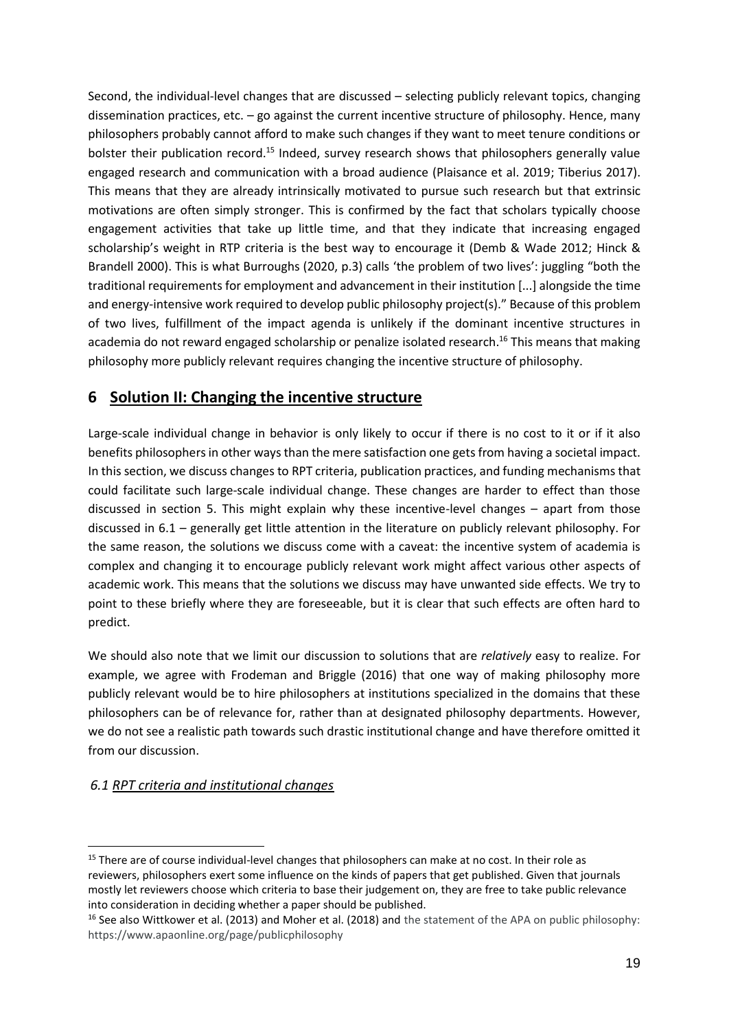Second, the individual-level changes that are discussed – selecting publicly relevant topics, changing dissemination practices, etc. – go against the current incentive structure of philosophy. Hence, many philosophers probably cannot afford to make such changes if they want to meet tenure conditions or bolster their publication record.[15] Indeed, survey research shows that philosophers generally value engaged research and communication with a broad audience (Plaisance et al. 2019; Tiberius 2017). This means that they are already intrinsically motivated to pursue such research but that extrinsic motivations are often simply stronger. This is confirmed by the fact that scholars typically choose engagement activities that take up little time, and that they indicate that increasing engaged scholarship's weight in RTP criteria is the best way to encourage it (Demb & Wade 2012; Hinck & Brandell 2000). This is what Burroughs (2020, p.3) calls 'the problem of two lives': juggling "both the traditional requirements for employment and advancement in their institution [...] alongside the time and energy-intensive work required to develop public philosophy project(s)." Because of this problem of two lives, fulfillment of the impact agenda is unlikely if the dominant incentive structures in academia do not reward engaged scholarship or penalize isolated research.[16] This means that making philosophy more publicly relevant requires changing the incentive structure of philosophy.

# 6 Solution II: Changing the incentive structure

Large-scale individual change in behavior is only likely to occur if there is no cost to it or if it also benefits philosophers in other ways than the mere satisfaction one gets from having a societal impact. In this section, we discuss changes to RPT criteria, publication practices, and funding mechanisms that could facilitate such large-scale individual change. These changes are harder to effect than those discussed in section 5. This might explain why these incentive-level changes – apart from those discussed in 6.1 – generally get little attention in the literature on publicly relevant philosophy. For the same reason, the solutions we discuss come with a caveat: the incentive system of academia is complex and changing it to encourage publicly relevant work might affect various other aspects of academic work. This means that the solutions we discuss may have unwanted side effects. We try to point to these briefly where they are foreseeable, but it is clear that such effects are often hard to predict.

We should also note that we limit our discussion to solutions that are *relatively* easy to realize. For example, we agree with Frodeman and Briggle (2016) that one way of making philosophy more publicly relevant would be to hire philosophers at institutions specialized in the domains that these philosophers can be of relevance for, rather than at designated philosophy departments. However, we do not see a realistic path towards such drastic institutional change and have therefore omitted it from our discussion.

### *6.1 RPT criteria and institutional changes*

---

[15] There are of course individual-level changes that philosophers can make at no cost. In their role as reviewers, philosophers exert some influence on the kinds of papers that get published. Given that journals mostly let reviewers choose which criteria to base their judgement on, they are free to take public relevance into consideration in deciding whether a paper should be published.

[16] See also Wittkower et al. (2013) and Moher et al. (2018) and the statement of the APA on public philosophy: https://www.apaonline.org/page/publicphilosophy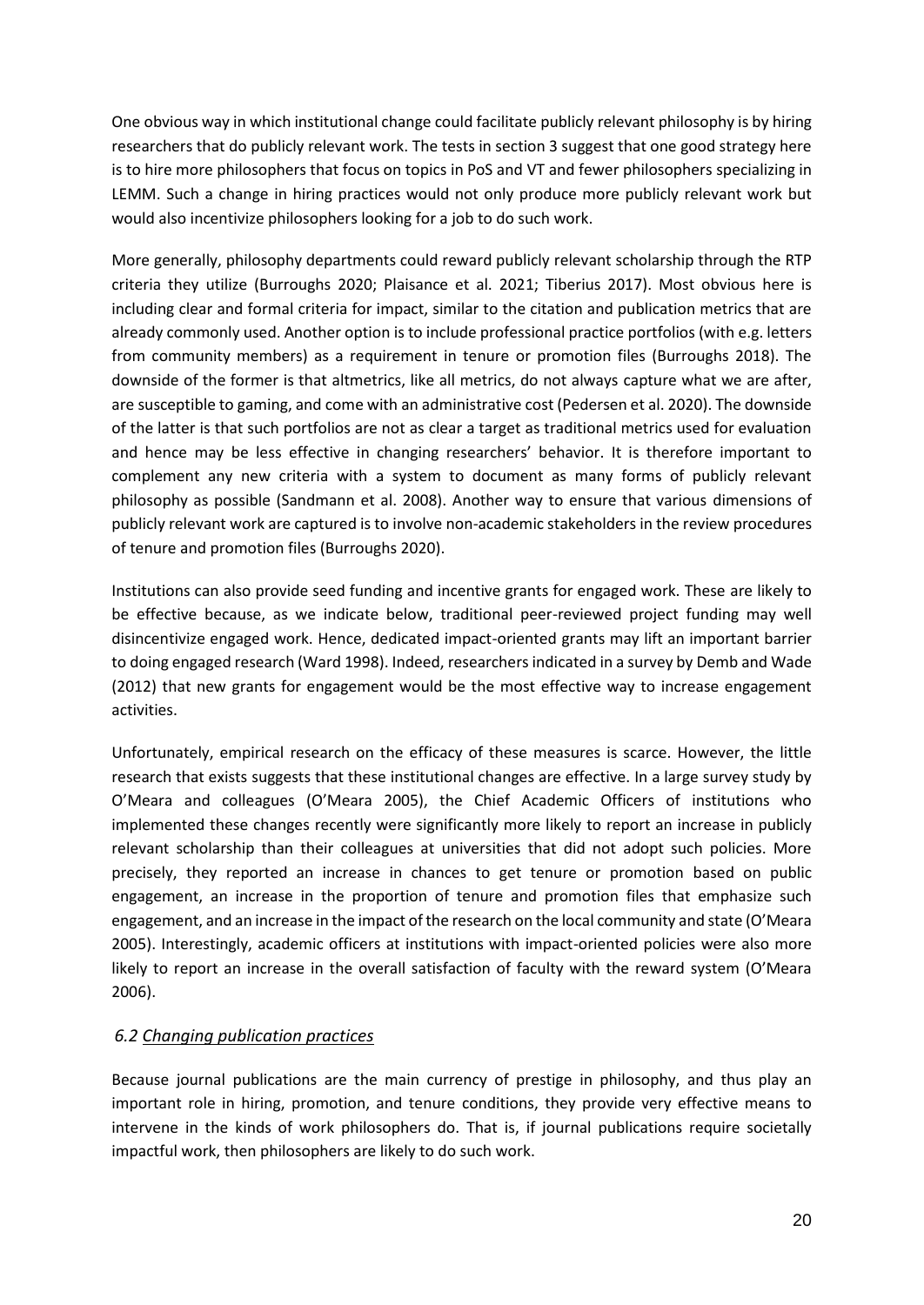One obvious way in which institutional change could facilitate publicly relevant philosophy is by hiring researchers that do publicly relevant work. The tests in section 3 suggest that one good strategy here is to hire more philosophers that focus on topics in PoS and VT and fewer philosophers specializing in LEMM. Such a change in hiring practices would not only produce more publicly relevant work but would also incentivize philosophers looking for a job to do such work.

More generally, philosophy departments could reward publicly relevant scholarship through the RTP criteria they utilize (Burroughs 2020; Plaisance et al. 2021; Tiberius 2017). Most obvious here is including clear and formal criteria for impact, similar to the citation and publication metrics that are already commonly used. Another option is to include professional practice portfolios (with e.g. letters from community members) as a requirement in tenure or promotion files (Burroughs 2018). The downside of the former is that altmetrics, like all metrics, do not always capture what we are after, are susceptible to gaming, and come with an administrative cost (Pedersen et al. 2020). The downside of the latter is that such portfolios are not as clear a target as traditional metrics used for evaluation and hence may be less effective in changing researchers' behavior. It is therefore important to complement any new criteria with a system to document as many forms of publicly relevant philosophy as possible (Sandmann et al. 2008). Another way to ensure that various dimensions of publicly relevant work are captured is to involve non-academic stakeholders in the review procedures of tenure and promotion files (Burroughs 2020).

Institutions can also provide seed funding and incentive grants for engaged work. These are likely to be effective because, as we indicate below, traditional peer-reviewed project funding may well disincentivize engaged work. Hence, dedicated impact-oriented grants may lift an important barrier to doing engaged research (Ward 1998). Indeed, researchers indicated in a survey by Demb and Wade (2012) that new grants for engagement would be the most effective way to increase engagement activities.

Unfortunately, empirical research on the efficacy of these measures is scarce. However, the little research that exists suggests that these institutional changes are effective. In a large survey study by O'Meara and colleagues (O'Meara 2005), the Chief Academic Officers of institutions who implemented these changes recently were significantly more likely to report an increase in publicly relevant scholarship than their colleagues at universities that did not adopt such policies. More precisely, they reported an increase in chances to get tenure or promotion based on public engagement, an increase in the proportion of tenure and promotion files that emphasize such engagement, and an increase in the impact of the research on the local community and state (O'Meara 2005). Interestingly, academic officers at institutions with impact-oriented policies were also more likely to report an increase in the overall satisfaction of faculty with the reward system (O'Meara 2006).

### *6.2 Changing publication practices*

Because journal publications are the main currency of prestige in philosophy, and thus play an important role in hiring, promotion, and tenure conditions, they provide very effective means to intervene in the kinds of work philosophers do. That is, if journal publications require societally impactful work, then philosophers are likely to do such work.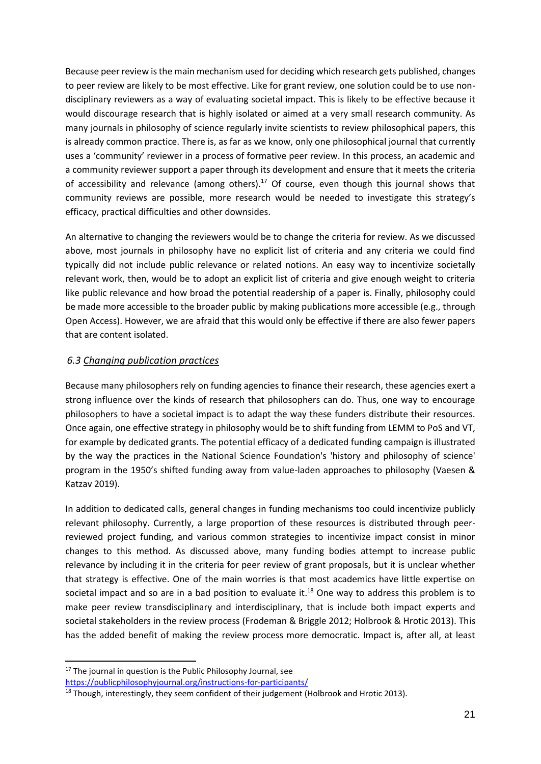Because peer review is the main mechanism used for deciding which research gets published, changes to peer review are likely to be most effective. Like for grant review, one solution could be to use non-disciplinary reviewers as a way of evaluating societal impact. This is likely to be effective because it would discourage research that is highly isolated or aimed at a very small research community. As many journals in philosophy of science regularly invite scientists to review philosophical papers, this is already common practice. There is, as far as we know, only one philosophical journal that currently uses a 'community' reviewer in a process of formative peer review. In this process, an academic and a community reviewer support a paper through its development and ensure that it meets the criteria of accessibility and relevance (among others).[17] Of course, even though this journal shows that community reviews are possible, more research would be needed to investigate this strategy's efficacy, practical difficulties and other downsides.

An alternative to changing the reviewers would be to change the criteria for review. As we discussed above, most journals in philosophy have no explicit list of criteria and any criteria we could find typically did not include public relevance or related notions. An easy way to incentivize societally relevant work, then, would be to adopt an explicit list of criteria and give enough weight to criteria like public relevance and how broad the potential readership of a paper is. Finally, philosophy could be made more accessible to the broader public by making publications more accessible (e.g., through Open Access). However, we are afraid that this would only be effective if there are also fewer papers that are content isolated.

### *6.3 Changing publication practices*

Because many philosophers rely on funding agencies to finance their research, these agencies exert a strong influence over the kinds of research that philosophers can do. Thus, one way to encourage philosophers to have a societal impact is to adapt the way these funders distribute their resources. Once again, one effective strategy in philosophy would be to shift funding from LEMM to PoS and VT, for example by dedicated grants. The potential efficacy of a dedicated funding campaign is illustrated by the way the practices in the National Science Foundation's 'history and philosophy of science' program in the 1950's shifted funding away from value-laden approaches to philosophy (Vaesen & Katzav 2019).

In addition to dedicated calls, general changes in funding mechanisms too could incentivize publicly relevant philosophy. Currently, a large proportion of these resources is distributed through peer-reviewed project funding, and various common strategies to incentivize impact consist in minor changes to this method. As discussed above, many funding bodies attempt to increase public relevance by including it in the criteria for peer review of grant proposals, but it is unclear whether that strategy is effective. One of the main worries is that most academics have little expertise on societal impact and so are in a bad position to evaluate it.[18] One way to address this problem is to make peer review transdisciplinary and interdisciplinary, that is include both impact experts and societal stakeholders in the review process (Frodeman & Briggle 2012; Holbrook & Hrotic 2013). This has the added benefit of making the review process more democratic. Impact is, after all, at least

---

[17] The journal in question is the Public Philosophy Journal, see https://publicphilosophyjournal.org/instructions-for-participants/

[18] Though, interestingly, they seem confident of their judgement (Holbrook and Hrotic 2013).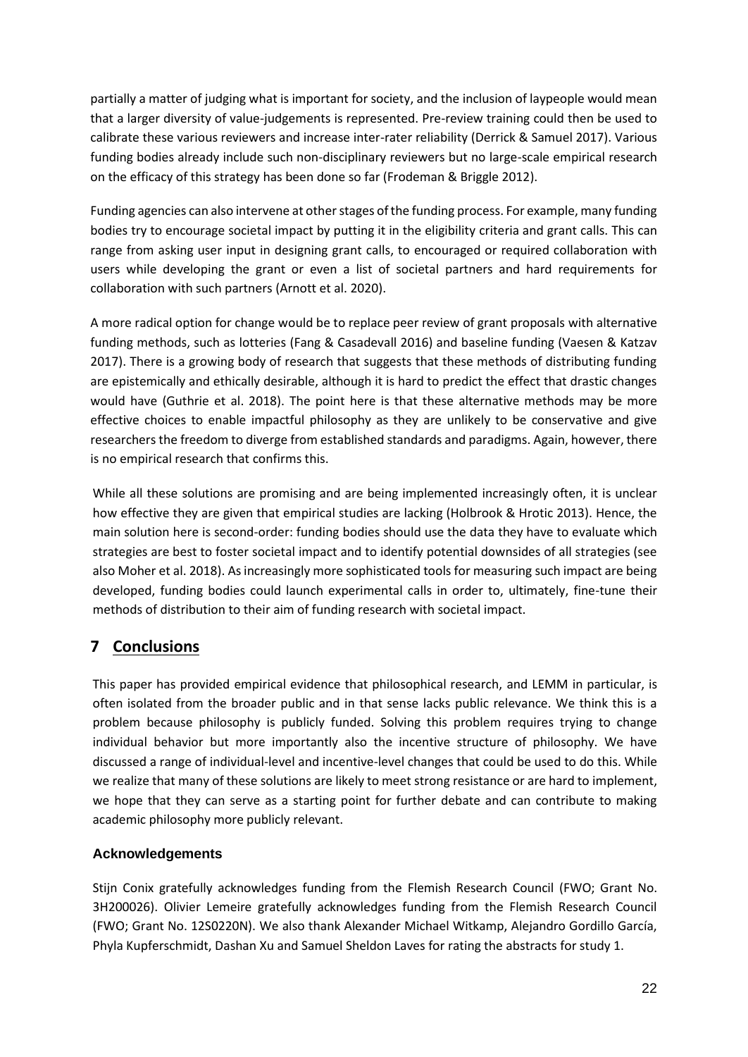partially a matter of judging what is important for society, and the inclusion of laypeople would mean that a larger diversity of value-judgements is represented. Pre-review training could then be used to calibrate these various reviewers and increase inter-rater reliability (Derrick & Samuel 2017). Various funding bodies already include such non-disciplinary reviewers but no large-scale empirical research on the efficacy of this strategy has been done so far (Frodeman & Briggle 2012).

Funding agencies can also intervene at other stages of the funding process. For example, many funding bodies try to encourage societal impact by putting it in the eligibility criteria and grant calls. This can range from asking user input in designing grant calls, to encouraged or required collaboration with users while developing the grant or even a list of societal partners and hard requirements for collaboration with such partners (Arnott et al. 2020).

A more radical option for change would be to replace peer review of grant proposals with alternative funding methods, such as lotteries (Fang & Casadevall 2016) and baseline funding (Vaesen & Katzav 2017). There is a growing body of research that suggests that these methods of distributing funding are epistemically and ethically desirable, although it is hard to predict the effect that drastic changes would have (Guthrie et al. 2018). The point here is that these alternative methods may be more effective choices to enable impactful philosophy as they are unlikely to be conservative and give researchers the freedom to diverge from established standards and paradigms. Again, however, there is no empirical research that confirms this.

While all these solutions are promising and are being implemented increasingly often, it is unclear how effective they are given that empirical studies are lacking (Holbrook & Hrotic 2013). Hence, the main solution here is second-order: funding bodies should use the data they have to evaluate which strategies are best to foster societal impact and to identify potential downsides of all strategies (see also Moher et al. 2018). As increasingly more sophisticated tools for measuring such impact are being developed, funding bodies could launch experimental calls in order to, ultimately, fine-tune their methods of distribution to their aim of funding research with societal impact.

# 7 Conclusions

This paper has provided empirical evidence that philosophical research, and LEMM in particular, is often isolated from the broader public and in that sense lacks public relevance. We think this is a problem because philosophy is publicly funded. Solving this problem requires trying to change individual behavior but more importantly also the incentive structure of philosophy. We have discussed a range of individual-level and incentive-level changes that could be used to do this. While we realize that many of these solutions are likely to meet strong resistance or are hard to implement, we hope that they can serve as a starting point for further debate and can contribute to making academic philosophy more publicly relevant.

### Acknowledgements

Stijn Conix gratefully acknowledges funding from the Flemish Research Council (FWO; Grant No. 3H200026). Olivier Lemeire gratefully acknowledges funding from the Flemish Research Council (FWO; Grant No. 12S0220N). We also thank Alexander Michael Witkamp, Alejandro Gordillo García, Phyla Kupferschmidt, Dashan Xu and Samuel Sheldon Laves for rating the abstracts for study 1.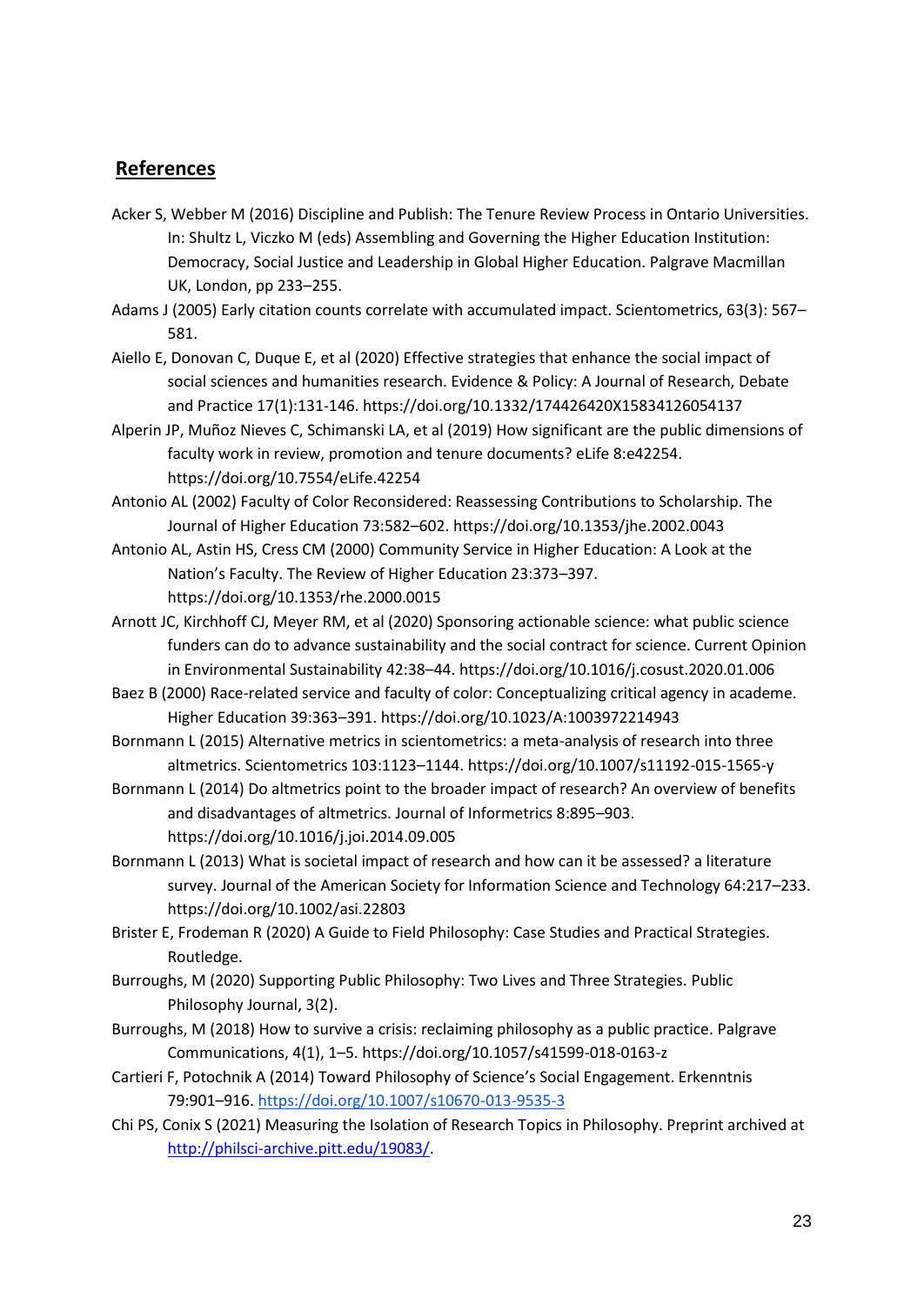## References

Acker S, Webber M (2016) Discipline and Publish: The Tenure Review Process in Ontario Universities. In: Shultz L, Viczko M (eds) Assembling and Governing the Higher Education Institution: Democracy, Social Justice and Leadership in Global Higher Education. Palgrave Macmillan UK, London, pp 233–255.

Adams J (2005) Early citation counts correlate with accumulated impact. Scientometrics, 63(3): 567–581.

Aiello E, Donovan C, Duque E, et al (2020) Effective strategies that enhance the social impact of social sciences and humanities research. Evidence & Policy: A Journal of Research, Debate and Practice 17(1):131-146. https://doi.org/10.1332/174426420X15834126054137

Alperin JP, Muñoz Nieves C, Schimanski LA, et al (2019) How significant are the public dimensions of faculty work in review, promotion and tenure documents? eLife 8:e42254. https://doi.org/10.7554/eLife.42254

Antonio AL (2002) Faculty of Color Reconsidered: Reassessing Contributions to Scholarship. The Journal of Higher Education 73:582–602. https://doi.org/10.1353/jhe.2002.0043

Antonio AL, Astin HS, Cress CM (2000) Community Service in Higher Education: A Look at the Nation's Faculty. The Review of Higher Education 23:373–397. https://doi.org/10.1353/rhe.2000.0015

Arnott JC, Kirchhoff CJ, Meyer RM, et al (2020) Sponsoring actionable science: what public science funders can do to advance sustainability and the social contract for science. Current Opinion in Environmental Sustainability 42:38–44. https://doi.org/10.1016/j.cosust.2020.01.006

Baez B (2000) Race-related service and faculty of color: Conceptualizing critical agency in academe. Higher Education 39:363–391. https://doi.org/10.1023/A:1003972214943

Bornmann L (2015) Alternative metrics in scientometrics: a meta-analysis of research into three altmetrics. Scientometrics 103:1123–1144. https://doi.org/10.1007/s11192-015-1565-y

Bornmann L (2014) Do altmetrics point to the broader impact of research? An overview of benefits and disadvantages of altmetrics. Journal of Informetrics 8:895–903. https://doi.org/10.1016/j.joi.2014.09.005

Bornmann L (2013) What is societal impact of research and how can it be assessed? a literature survey. Journal of the American Society for Information Science and Technology 64:217–233. https://doi.org/10.1002/asi.22803

Brister E, Frodeman R (2020) A Guide to Field Philosophy: Case Studies and Practical Strategies. Routledge.

Burroughs, M (2020) Supporting Public Philosophy: Two Lives and Three Strategies. Public Philosophy Journal, 3(2).

Burroughs, M (2018) How to survive a crisis: reclaiming philosophy as a public practice. Palgrave Communications, 4(1), 1–5. https://doi.org/10.1057/s41599-018-0163-z

Cartieri F, Potochnik A (2014) Toward Philosophy of Science's Social Engagement. Erkenntnis 79:901–916. https://doi.org/10.1007/s10670-013-9535-3

Chi PS, Conix S (2021) Measuring the Isolation of Research Topics in Philosophy. Preprint archived at http://philsci-archive.pitt.edu/19083/.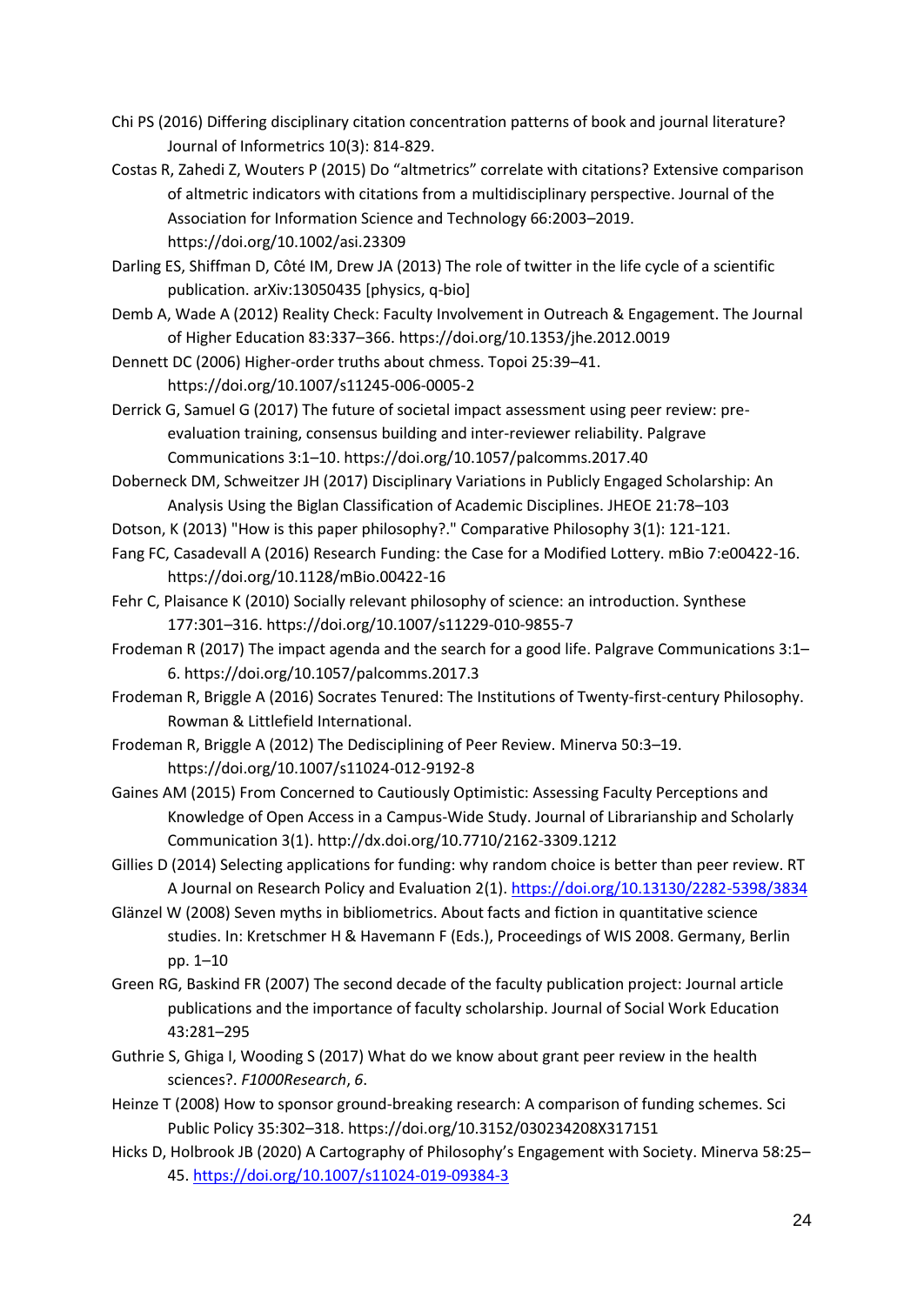Chi PS (2016) Differing disciplinary citation concentration patterns of book and journal literature? Journal of Informetrics 10(3): 814-829.

Costas R, Zahedi Z, Wouters P (2015) Do "altmetrics" correlate with citations? Extensive comparison of altmetric indicators with citations from a multidisciplinary perspective. Journal of the Association for Information Science and Technology 66:2003–2019. https://doi.org/10.1002/asi.23309

Darling ES, Shiffman D, Côté IM, Drew JA (2013) The role of twitter in the life cycle of a scientific publication. arXiv:13050435 [physics, q-bio]

Demb A, Wade A (2012) Reality Check: Faculty Involvement in Outreach & Engagement. The Journal of Higher Education 83:337–366. https://doi.org/10.1353/jhe.2012.0019

Dennett DC (2006) Higher-order truths about chmess. Topoi 25:39–41. https://doi.org/10.1007/s11245-006-0005-2

Derrick G, Samuel G (2017) The future of societal impact assessment using peer review: pre-evaluation training, consensus building and inter-reviewer reliability. Palgrave Communications 3:1–10. https://doi.org/10.1057/palcomms.2017.40

Doberneck DM, Schweitzer JH (2017) Disciplinary Variations in Publicly Engaged Scholarship: An Analysis Using the Biglan Classification of Academic Disciplines. JHEOE 21:78–103

Dotson, K (2013) "How is this paper philosophy?." Comparative Philosophy 3(1): 121-121.

Fang FC, Casadevall A (2016) Research Funding: the Case for a Modified Lottery. mBio 7:e00422-16. https://doi.org/10.1128/mBio.00422-16

Fehr C, Plaisance K (2010) Socially relevant philosophy of science: an introduction. Synthese 177:301–316. https://doi.org/10.1007/s11229-010-9855-7

Frodeman R (2017) The impact agenda and the search for a good life. Palgrave Communications 3:1–6. https://doi.org/10.1057/palcomms.2017.3

Frodeman R, Briggle A (2016) Socrates Tenured: The Institutions of Twenty-first-century Philosophy. Rowman & Littlefield International.

Frodeman R, Briggle A (2012) The Dedisciplining of Peer Review. Minerva 50:3–19. https://doi.org/10.1007/s11024-012-9192-8

Gaines AM (2015) From Concerned to Cautiously Optimistic: Assessing Faculty Perceptions and Knowledge of Open Access in a Campus-Wide Study. Journal of Librarianship and Scholarly Communication 3(1). http://dx.doi.org/10.7710/2162-3309.1212

Gillies D (2014) Selecting applications for funding: why random choice is better than peer review. RT A Journal on Research Policy and Evaluation 2(1). https://doi.org/10.13130/2282-5398/3834

Glänzel W (2008) Seven myths in bibliometrics. About facts and fiction in quantitative science studies. In: Kretschmer H & Havemann F (Eds.), Proceedings of WIS 2008. Germany, Berlin pp. 1–10

Green RG, Baskind FR (2007) The second decade of the faculty publication project: Journal article publications and the importance of faculty scholarship. Journal of Social Work Education 43:281–295

Guthrie S, Ghiga I, Wooding S (2017) What do we know about grant peer review in the health sciences?. *F1000Research*, *6*.

Heinze T (2008) How to sponsor ground-breaking research: A comparison of funding schemes. Sci Public Policy 35:302–318. https://doi.org/10.3152/030234208X317151

Hicks D, Holbrook JB (2020) A Cartography of Philosophy's Engagement with Society. Minerva 58:25–45. https://doi.org/10.1007/s11024-019-09384-3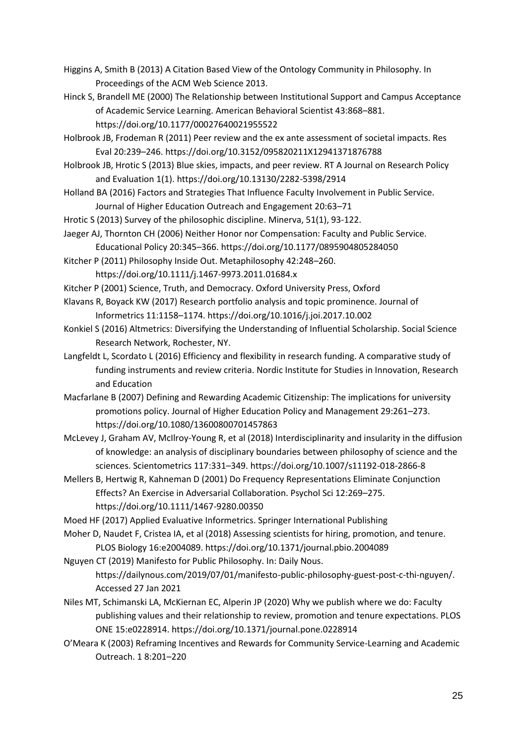Higgins A, Smith B (2013) A Citation Based View of the Ontology Community in Philosophy. In Proceedings of the ACM Web Science 2013.

Hinck S, Brandell ME (2000) The Relationship between Institutional Support and Campus Acceptance of Academic Service Learning. American Behavioral Scientist 43:868–881. https://doi.org/10.1177/00027640021955522

Holbrook JB, Frodeman R (2011) Peer review and the ex ante assessment of societal impacts. Res Eval 20:239–246. https://doi.org/10.3152/095820211X12941371876788

Holbrook JB, Hrotic S (2013) Blue skies, impacts, and peer review. RT A Journal on Research Policy and Evaluation 1(1). https://doi.org/10.13130/2282-5398/2914

Holland BA (2016) Factors and Strategies That Influence Faculty Involvement in Public Service. Journal of Higher Education Outreach and Engagement 20:63–71

Hrotic S (2013) Survey of the philosophic discipline. Minerva, 51(1), 93-122.

Jaeger AJ, Thornton CH (2006) Neither Honor nor Compensation: Faculty and Public Service. Educational Policy 20:345–366. https://doi.org/10.1177/0895904805284050

Kitcher P (2011) Philosophy Inside Out. Metaphilosophy 42:248–260. https://doi.org/10.1111/j.1467-9973.2011.01684.x

Kitcher P (2001) Science, Truth, and Democracy. Oxford University Press, Oxford

Klavans R, Boyack KW (2017) Research portfolio analysis and topic prominence. Journal of Informetrics 11:1158–1174. https://doi.org/10.1016/j.joi.2017.10.002

Konkiel S (2016) Altmetrics: Diversifying the Understanding of Influential Scholarship. Social Science Research Network, Rochester, NY.

Langfeldt L, Scordato L (2016) Efficiency and flexibility in research funding. A comparative study of funding instruments and review criteria. Nordic Institute for Studies in Innovation, Research and Education

Macfarlane B (2007) Defining and Rewarding Academic Citizenship: The implications for university promotions policy. Journal of Higher Education Policy and Management 29:261–273. https://doi.org/10.1080/13600800701457863

McLevey J, Graham AV, McIlroy-Young R, et al (2018) Interdisciplinarity and insularity in the diffusion of knowledge: an analysis of disciplinary boundaries between philosophy of science and the sciences. Scientometrics 117:331–349. https://doi.org/10.1007/s11192-018-2866-8

Mellers B, Hertwig R, Kahneman D (2001) Do Frequency Representations Eliminate Conjunction Effects? An Exercise in Adversarial Collaboration. Psychol Sci 12:269–275. https://doi.org/10.1111/1467-9280.00350

Moed HF (2017) Applied Evaluative Informetrics. Springer International Publishing

Moher D, Naudet F, Cristea IA, et al (2018) Assessing scientists for hiring, promotion, and tenure. PLOS Biology 16:e2004089. https://doi.org/10.1371/journal.pbio.2004089

Nguyen CT (2019) Manifesto for Public Philosophy. In: Daily Nous. https://dailynous.com/2019/07/01/manifesto-public-philosophy-guest-post-c-thi-nguyen/. Accessed 27 Jan 2021

Niles MT, Schimanski LA, McKiernan EC, Alperin JP (2020) Why we publish where we do: Faculty publishing values and their relationship to review, promotion and tenure expectations. PLOS ONE 15:e0228914. https://doi.org/10.1371/journal.pone.0228914

O'Meara K (2003) Reframing Incentives and Rewards for Community Service-Learning and Academic Outreach. 1 8:201–220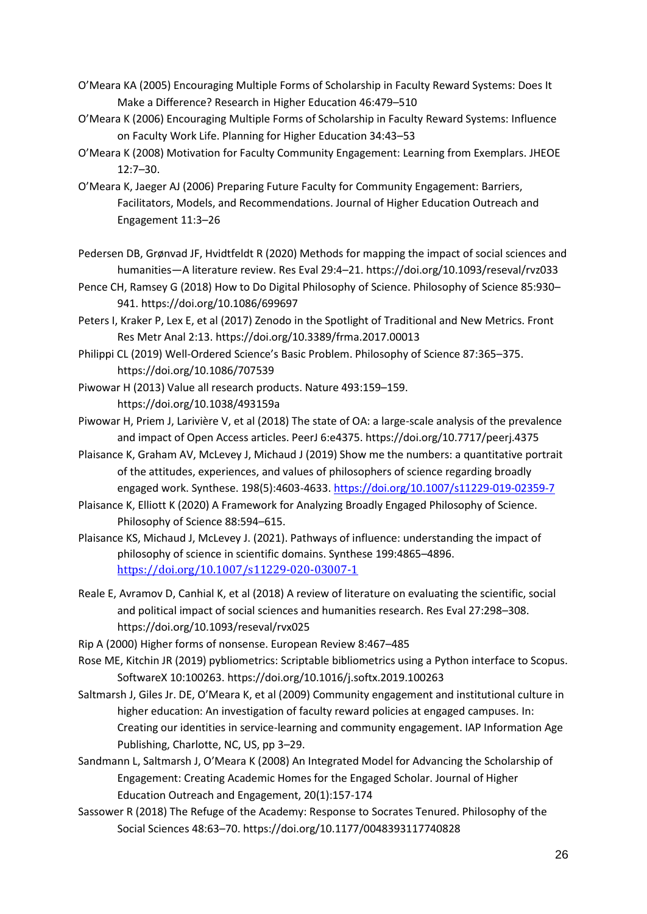O'Meara KA (2005) Encouraging Multiple Forms of Scholarship in Faculty Reward Systems: Does It Make a Difference? Research in Higher Education 46:479–510

O'Meara K (2006) Encouraging Multiple Forms of Scholarship in Faculty Reward Systems: Influence on Faculty Work Life. Planning for Higher Education 34:43–53

O'Meara K (2008) Motivation for Faculty Community Engagement: Learning from Exemplars. JHEOE 12:7–30.

O'Meara K, Jaeger AJ (2006) Preparing Future Faculty for Community Engagement: Barriers, Facilitators, Models, and Recommendations. Journal of Higher Education Outreach and Engagement 11:3–26

Pedersen DB, Grønvad JF, Hvidtfeldt R (2020) Methods for mapping the impact of social sciences and humanities—A literature review. Res Eval 29:4–21. https://doi.org/10.1093/reseval/rvz033

Pence CH, Ramsey G (2018) How to Do Digital Philosophy of Science. Philosophy of Science 85:930–941. https://doi.org/10.1086/699697

Peters I, Kraker P, Lex E, et al (2017) Zenodo in the Spotlight of Traditional and New Metrics. Front Res Metr Anal 2:13. https://doi.org/10.3389/frma.2017.00013

Philippi CL (2019) Well-Ordered Science's Basic Problem. Philosophy of Science 87:365–375. https://doi.org/10.1086/707539

Piwowar H (2013) Value all research products. Nature 493:159–159. https://doi.org/10.1038/493159a

Piwowar H, Priem J, Larivière V, et al (2018) The state of OA: a large-scale analysis of the prevalence and impact of Open Access articles. PeerJ 6:e4375. https://doi.org/10.7717/peerj.4375

Plaisance K, Graham AV, McLevey J, Michaud J (2019) Show me the numbers: a quantitative portrait of the attitudes, experiences, and values of philosophers of science regarding broadly engaged work. Synthese. 198(5):4603-4633. https://doi.org/10.1007/s11229-019-02359-7

Plaisance K, Elliott K (2020) A Framework for Analyzing Broadly Engaged Philosophy of Science. Philosophy of Science 88:594–615.

Plaisance KS, Michaud J, McLevey J. (2021). Pathways of influence: understanding the impact of philosophy of science in scientific domains. Synthese 199:4865–4896. https://doi.org/10.1007/s11229-020-03007-1

Reale E, Avramov D, Canhial K, et al (2018) A review of literature on evaluating the scientific, social and political impact of social sciences and humanities research. Res Eval 27:298–308. https://doi.org/10.1093/reseval/rvx025

Rip A (2000) Higher forms of nonsense. European Review 8:467–485

Rose ME, Kitchin JR (2019) pybliometrics: Scriptable bibliometrics using a Python interface to Scopus. SoftwareX 10:100263. https://doi.org/10.1016/j.softx.2019.100263

Saltmarsh J, Giles Jr. DE, O'Meara K, et al (2009) Community engagement and institutional culture in higher education: An investigation of faculty reward policies at engaged campuses. In: Creating our identities in service-learning and community engagement. IAP Information Age Publishing, Charlotte, NC, US, pp 3–29.

Sandmann L, Saltmarsh J, O'Meara K (2008) An Integrated Model for Advancing the Scholarship of Engagement: Creating Academic Homes for the Engaged Scholar. Journal of Higher Education Outreach and Engagement, 20(1):157-174

Sassower R (2018) The Refuge of the Academy: Response to Socrates Tenured. Philosophy of the Social Sciences 48:63–70. https://doi.org/10.1177/0048393117740828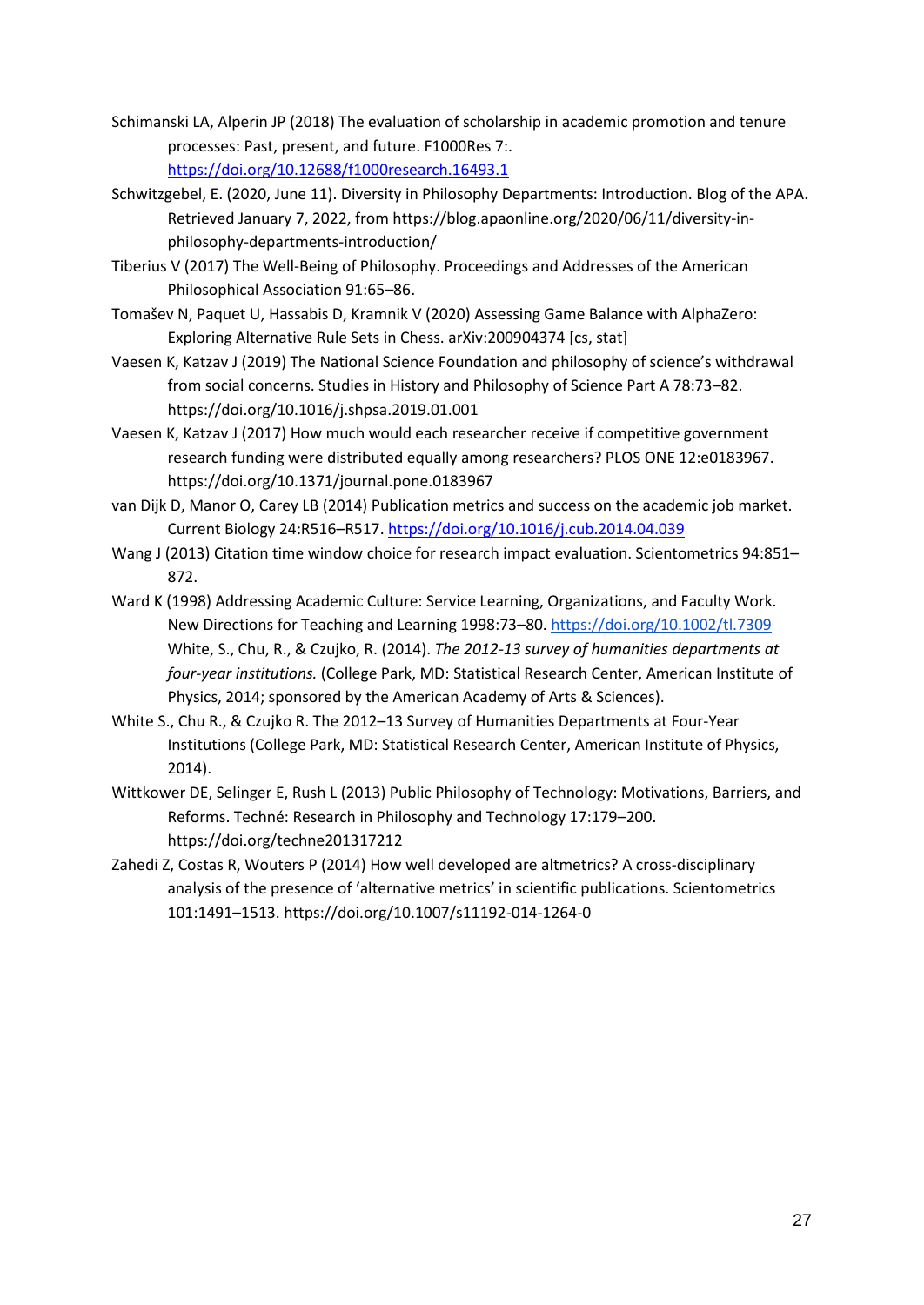Schimanski LA, Alperin JP (2018) The evaluation of scholarship in academic promotion and tenure processes: Past, present, and future. F1000Res 7:. https://doi.org/10.12688/f1000research.16493.1

Schwitzgebel, E. (2020, June 11). Diversity in Philosophy Departments: Introduction. Blog of the APA. Retrieved January 7, 2022, from https://blog.apaonline.org/2020/06/11/diversity-in-philosophy-departments-introduction/

Tiberius V (2017) The Well-Being of Philosophy. Proceedings and Addresses of the American Philosophical Association 91:65–86.

Tomašev N, Paquet U, Hassabis D, Kramnik V (2020) Assessing Game Balance with AlphaZero: Exploring Alternative Rule Sets in Chess. arXiv:200904374 [cs, stat]

Vaesen K, Katzav J (2019) The National Science Foundation and philosophy of science's withdrawal from social concerns. Studies in History and Philosophy of Science Part A 78:73–82. https://doi.org/10.1016/j.shpsa.2019.01.001

Vaesen K, Katzav J (2017) How much would each researcher receive if competitive government research funding were distributed equally among researchers? PLOS ONE 12:e0183967. https://doi.org/10.1371/journal.pone.0183967

van Dijk D, Manor O, Carey LB (2014) Publication metrics and success on the academic job market. Current Biology 24:R516–R517. https://doi.org/10.1016/j.cub.2014.04.039

Wang J (2013) Citation time window choice for research impact evaluation. Scientometrics 94:851–872.

Ward K (1998) Addressing Academic Culture: Service Learning, Organizations, and Faculty Work. New Directions for Teaching and Learning 1998:73–80. https://doi.org/10.1002/tl.7309 White, S., Chu, R., & Czujko, R. (2014). *The 2012-13 survey of humanities departments at four-year institutions.* (College Park, MD: Statistical Research Center, American Institute of Physics, 2014; sponsored by the American Academy of Arts & Sciences).

White S., Chu R., & Czujko R. The 2012–13 Survey of Humanities Departments at Four-Year Institutions (College Park, MD: Statistical Research Center, American Institute of Physics, 2014).

Wittkower DE, Selinger E, Rush L (2013) Public Philosophy of Technology: Motivations, Barriers, and Reforms. Techné: Research in Philosophy and Technology 17:179–200. https://doi.org/techne201317212

Zahedi Z, Costas R, Wouters P (2014) How well developed are altmetrics? A cross-disciplinary analysis of the presence of 'alternative metrics' in scientific publications. Scientometrics 101:1491–1513. https://doi.org/10.1007/s11192-014-1264-0